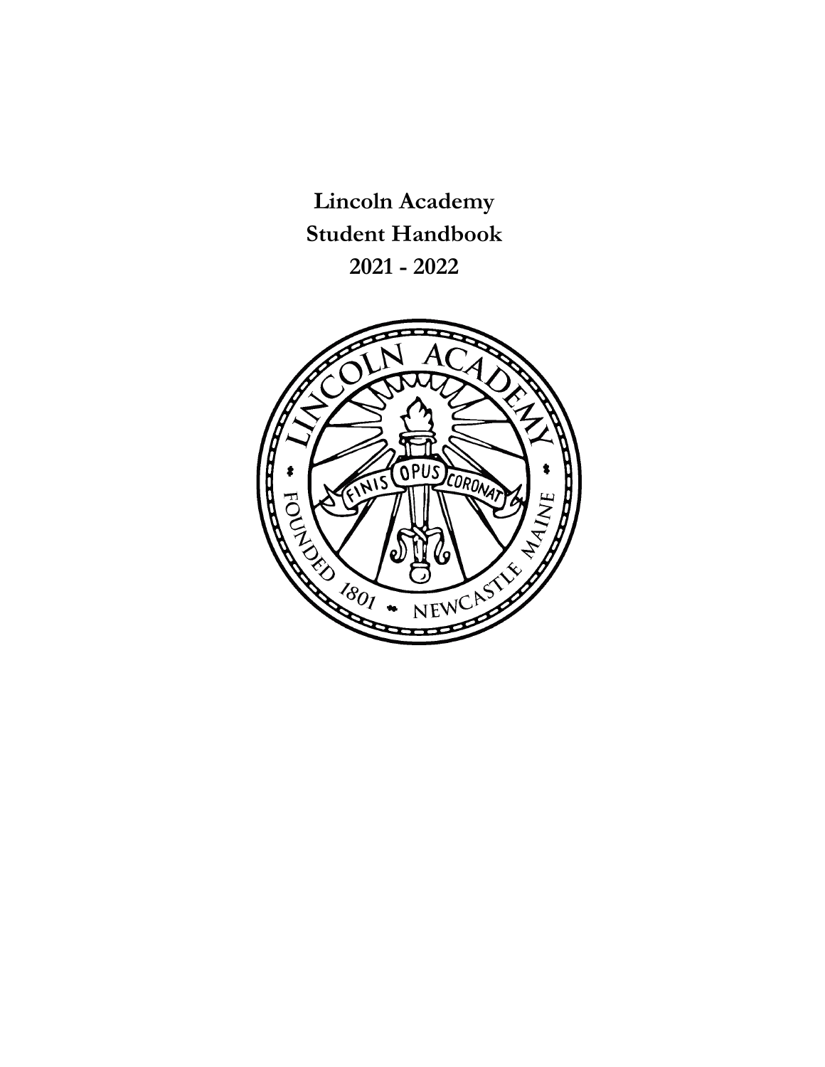# Lincoln Academy
# Student Handbook
# 2021 - 2022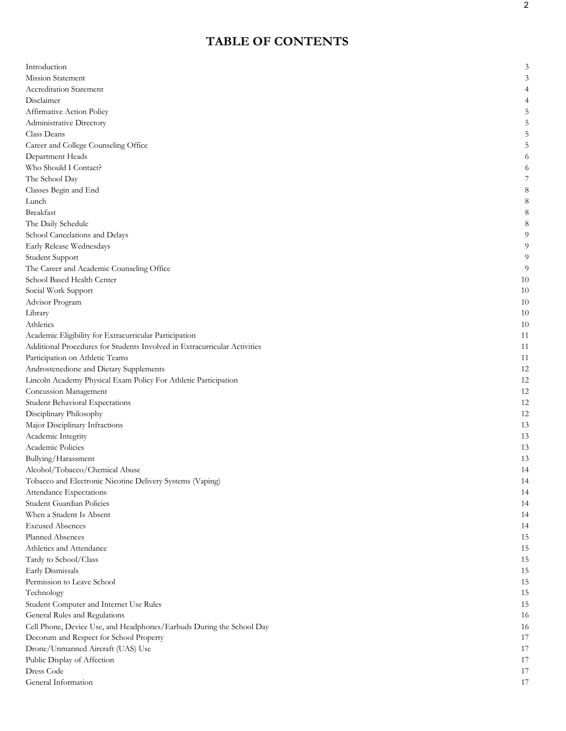# TABLE OF CONTENTS

| | |
|---|---|
| Introduction | 3 |
| Mission Statement | 3 |
| Accreditation Statement | 4 |
| Disclaimer | 4 |
| Affirmative Action Policy | 5 |
| Administrative Directory | 5 |
| Class Deans | 5 |
| Career and College Counseling Office | 5 |
| Department Heads | 6 |
| Who Should I Contact? | 6 |
| The School Day | 7 |
| Classes Begin and End | 8 |
| Lunch | 8 |
| Breakfast | 8 |
| The Daily Schedule | 8 |
| School Cancelations and Delays | 9 |
| Early Release Wednesdays | 9 |
| Student Support | 9 |
| The Career and Academic Counseling Office | 9 |
| School Based Health Center | 10 |
| Social Work Support | 10 |
| Advisor Program | 10 |
| Library | 10 |
| Athletics | 10 |
| Academic Eligibility for Extracurricular Participation | 11 |
| Additional Procedures for Students Involved in Extracurricular Activities | 11 |
| Participation on Athletic Teams | 11 |
| Androstenedione and Dietary Supplements | 12 |
| Lincoln Academy Physical Exam Policy For Athletic Participation | 12 |
| Concussion Management | 12 |
| Student Behavioral Expectations | 12 |
| Disciplinary Philosophy | 12 |
| Major Disciplinary Infractions | 13 |
| Academic Integrity | 13 |
| Academic Policies | 13 |
| Bullying/Harassment | 13 |
| Alcohol/Tobacco/Chemical Abuse | 14 |
| Tobacco and Electronic Nicotine Delivery Systems (Vaping) | 14 |
| Attendance Expectations | 14 |
| Student Guardian Policies | 14 |
| When a Student Is Absent | 14 |
| Excused Absences | 14 |
| Planned Absences | 15 |
| Athletics and Attendance | 15 |
| Tardy to School/Class | 15 |
| Early Dismissals | 15 |
| Permission to Leave School | 15 |
| Technology | 15 |
| Student Computer and Internet Use Rules | 15 |
| General Rules and Regulations | 16 |
| Cell Phone, Device Use, and Headphones/Earbuds During the School Day | 16 |
| Decorum and Respect for School Property | 17 |
| Drone/Unmanned Aircraft (UAS) Use | 17 |
| Public Display of Affection | 17 |
| Dress Code | 17 |
| General Information | 17 |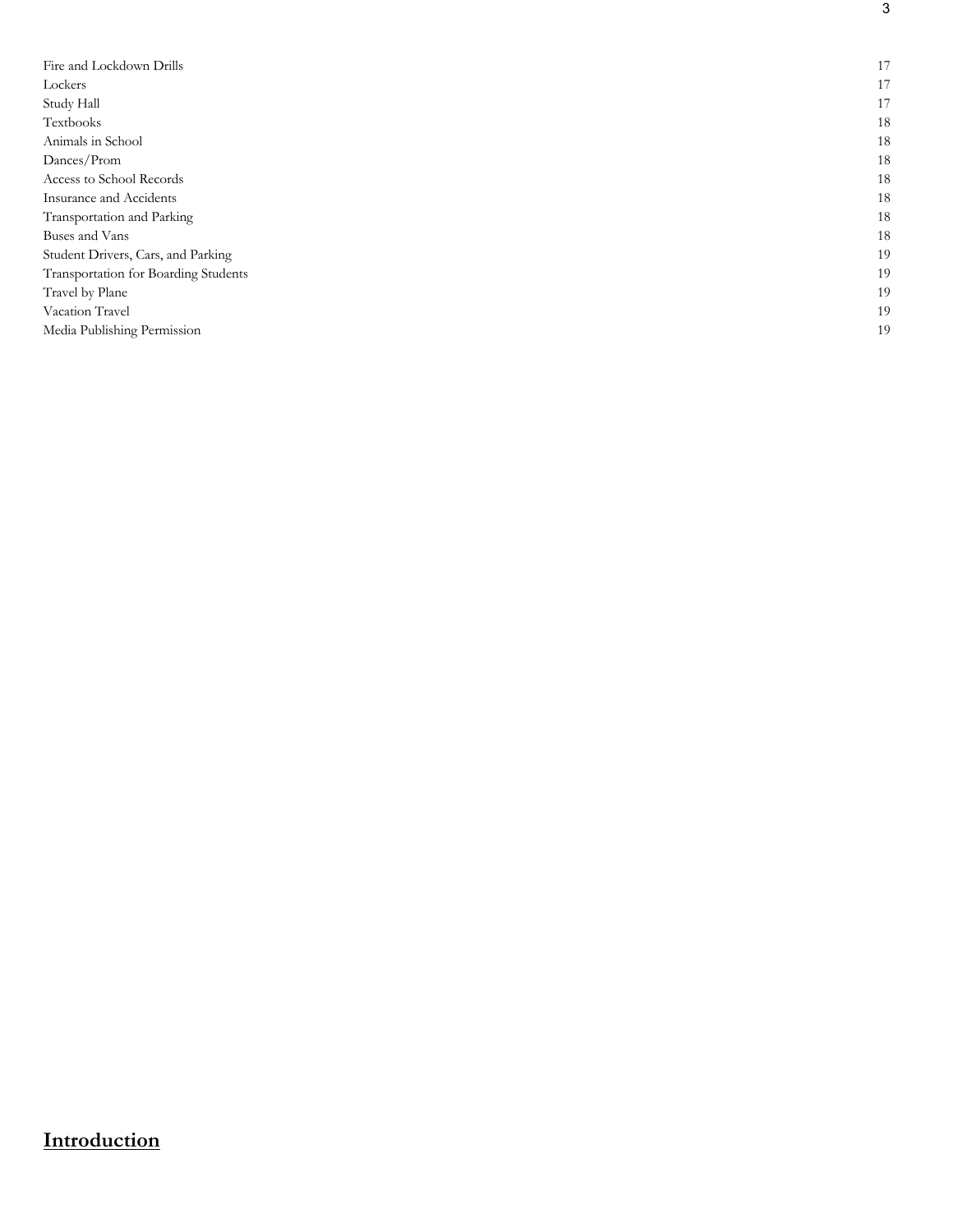| | |
|---|---|
| Fire and Lockdown Drills | 17 |
| Lockers | 17 |
| Study Hall | 17 |
| Textbooks | 18 |
| Animals in School | 18 |
| Dances/Prom | 18 |
| Access to School Records | 18 |
| Insurance and Accidents | 18 |
| Transportation and Parking | 18 |
| Buses and Vans | 18 |
| Student Drivers, Cars, and Parking | 19 |
| Transportation for Boarding Students | 19 |
| Travel by Plane | 19 |
| Vacation Travel | 19 |
| Media Publishing Permission | 19 |

# **Introduction**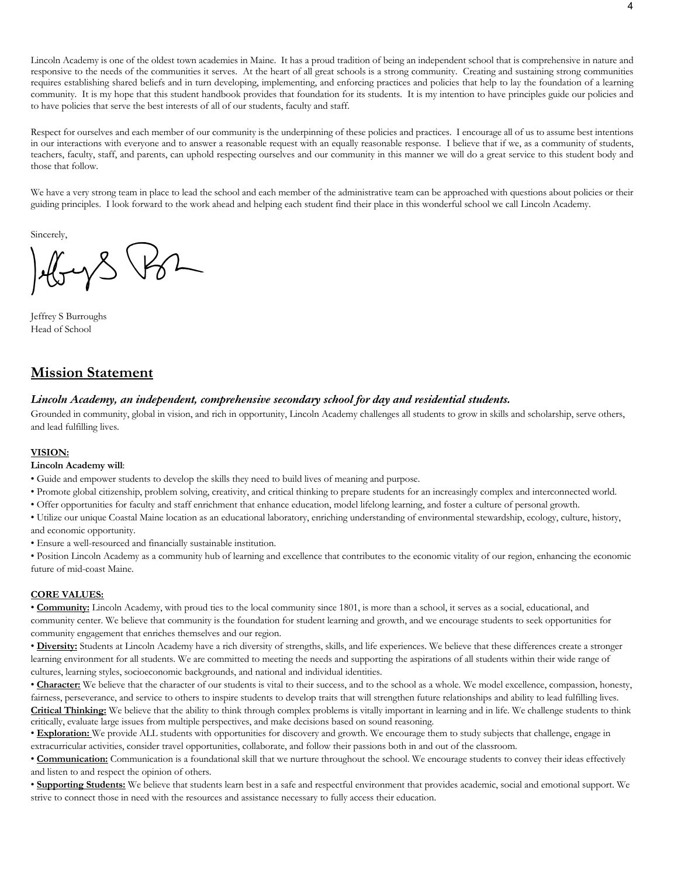Lincoln Academy is one of the oldest town academies in Maine. It has a proud tradition of being an independent school that is comprehensive in nature and responsive to the needs of the communities it serves. At the heart of all great schools is a strong community. Creating and sustaining strong communities requires establishing shared beliefs and in turn developing, implementing, and enforcing practices and policies that help to lay the foundation of a learning community. It is my hope that this student handbook provides that foundation for its students. It is my intention to have principles guide our policies and to have policies that serve the best interests of all of our students, faculty and staff.

Respect for ourselves and each member of our community is the underpinning of these policies and practices. I encourage all of us to assume best intentions in our interactions with everyone and to answer a reasonable request with an equally reasonable response. I believe that if we, as a community of students, teachers, faculty, staff, and parents, can uphold respecting ourselves and our community in this manner we will do a great service to this student body and those that follow.

We have a very strong team in place to lead the school and each member of the administrative team can be approached with questions about policies or their guiding principles. I look forward to the work ahead and helping each student find their place in this wonderful school we call Lincoln Academy.

Sincerely,

Jeffrey S Burroughs
Head of School

## Mission Statement

### *Lincoln Academy, an independent, comprehensive secondary school for day and residential students.*

Grounded in community, global in vision, and rich in opportunity, Lincoln Academy challenges all students to grow in skills and scholarship, serve others, and lead fulfilling lives.

**VISION:**

**Lincoln Academy will**:

- Guide and empower students to develop the skills they need to build lives of meaning and purpose.
- Promote global citizenship, problem solving, creativity, and critical thinking to prepare students for an increasingly complex and interconnected world.
- Offer opportunities for faculty and staff enrichment that enhance education, model lifelong learning, and foster a culture of personal growth.
- Utilize our unique Coastal Maine location as an educational laboratory, enriching understanding of environmental stewardship, ecology, culture, history, and economic opportunity.
- Ensure a well-resourced and financially sustainable institution.
- Position Lincoln Academy as a community hub of learning and excellence that contributes to the economic vitality of our region, enhancing the economic future of mid-coast Maine.

**CORE VALUES:**

- **Community:** Lincoln Academy, with proud ties to the local community since 1801, is more than a school, it serves as a social, educational, and community center. We believe that community is the foundation for student learning and growth, and we encourage students to seek opportunities for community engagement that enriches themselves and our region.
- **Diversity:** Students at Lincoln Academy have a rich diversity of strengths, skills, and life experiences. We believe that these differences create a stronger learning environment for all students. We are committed to meeting the needs and supporting the aspirations of all students within their wide range of cultures, learning styles, socioeconomic backgrounds, and national and individual identities.
- **Character:** We believe that the character of our students is vital to their success, and to the school as a whole. We model excellence, compassion, honesty, fairness, perseverance, and service to others to inspire students to develop traits that will strengthen future relationships and ability to lead fulfilling lives.

**Critical Thinking:** We believe that the ability to think through complex problems is vitally important in learning and in life. We challenge students to think critically, evaluate large issues from multiple perspectives, and make decisions based on sound reasoning.

- **Exploration:** We provide ALL students with opportunities for discovery and growth. We encourage them to study subjects that challenge, engage in extracurricular activities, consider travel opportunities, collaborate, and follow their passions both in and out of the classroom.
- **Communication:** Communication is a foundational skill that we nurture throughout the school. We encourage students to convey their ideas effectively and listen to and respect the opinion of others.
- **Supporting Students:** We believe that students learn best in a safe and respectful environment that provides academic, social and emotional support. We strive to connect those in need with the resources and assistance necessary to fully access their education.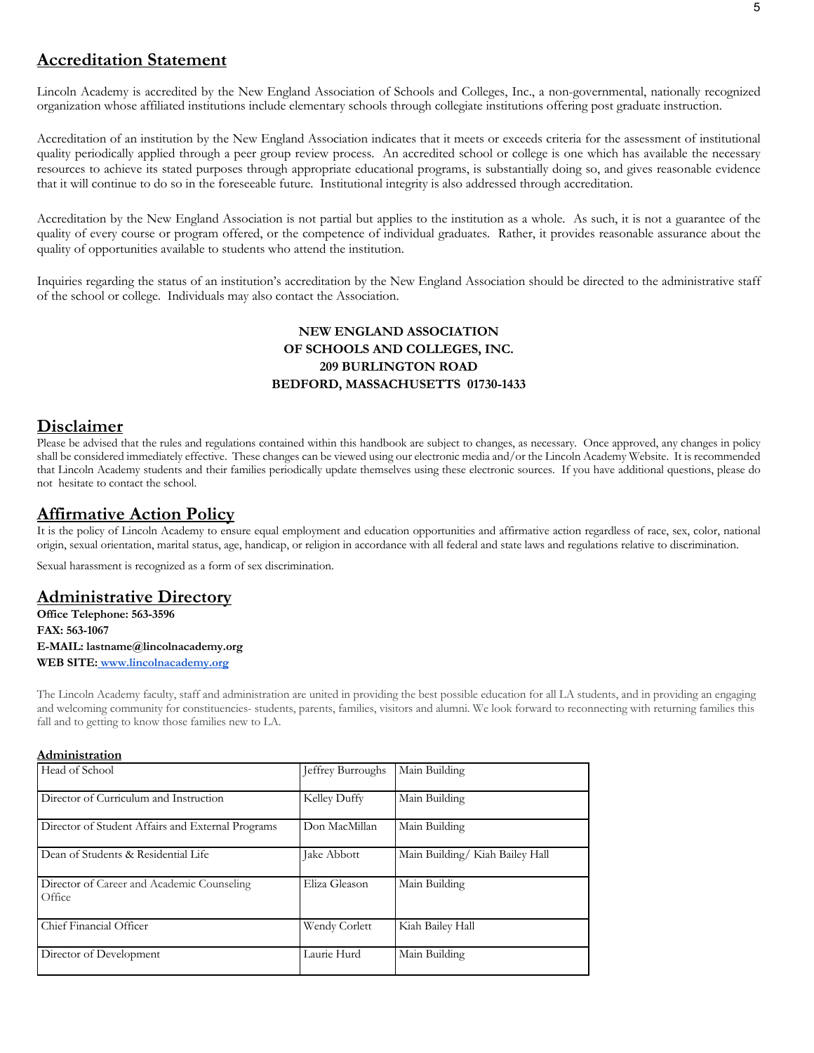## Accreditation Statement

Lincoln Academy is accredited by the New England Association of Schools and Colleges, Inc., a non-governmental, nationally recognized organization whose affiliated institutions include elementary schools through collegiate institutions offering post graduate instruction.

Accreditation of an institution by the New England Association indicates that it meets or exceeds criteria for the assessment of institutional quality periodically applied through a peer group review process. An accredited school or college is one which has available the necessary resources to achieve its stated purposes through appropriate educational programs, is substantially doing so, and gives reasonable evidence that it will continue to do so in the foreseeable future. Institutional integrity is also addressed through accreditation.

Accreditation by the New England Association is not partial but applies to the institution as a whole. As such, it is not a guarantee of the quality of every course or program offered, or the competence of individual graduates. Rather, it provides reasonable assurance about the quality of opportunities available to students who attend the institution.

Inquiries regarding the status of an institution's accreditation by the New England Association should be directed to the administrative staff of the school or college. Individuals may also contact the Association.

**NEW ENGLAND ASSOCIATION**
**OF SCHOOLS AND COLLEGES, INC.**
**209 BURLINGTON ROAD**
**BEDFORD, MASSACHUSETTS 01730-1433**

## Disclaimer

Please be advised that the rules and regulations contained within this handbook are subject to changes, as necessary. Once approved, any changes in policy shall be considered immediately effective. These changes can be viewed using our electronic media and/or the Lincoln Academy Website. It is recommended that Lincoln Academy students and their families periodically update themselves using these electronic sources. If you have additional questions, please do not hesitate to contact the school.

## Affirmative Action Policy

It is the policy of Lincoln Academy to ensure equal employment and education opportunities and affirmative action regardless of race, sex, color, national origin, sexual orientation, marital status, age, handicap, or religion in accordance with all federal and state laws and regulations relative to discrimination.

Sexual harassment is recognized as a form of sex discrimination.

## Administrative Directory

**Office Telephone: 563-3596**
**FAX: 563-1067**
**E-MAIL: lastname@lincolnacademy.org**
**WEB SITE: www.lincolnacademy.org**

The Lincoln Academy faculty, staff and administration are united in providing the best possible education for all LA students, and in providing an engaging and welcoming community for constituencies- students, parents, families, visitors and alumni. We look forward to reconnecting with returning families this fall and to getting to know those families new to LA.

**Administration**

| Position | Name | Location |
| --- | --- | --- |
| Head of School | Jeffrey Burroughs | Main Building |
| Director of Curriculum and Instruction | Kelley Duffy | Main Building |
| Director of Student Affairs and External Programs | Don MacMillan | Main Building |
| Dean of Students & Residential Life | Jake Abbott | Main Building/ Kiah Bailey Hall |
| Director of Career and Academic Counseling Office | Eliza Gleason | Main Building |
| Chief Financial Officer | Wendy Corlett | Kiah Bailey Hall |
| Director of Development | Laurie Hurd | Main Building |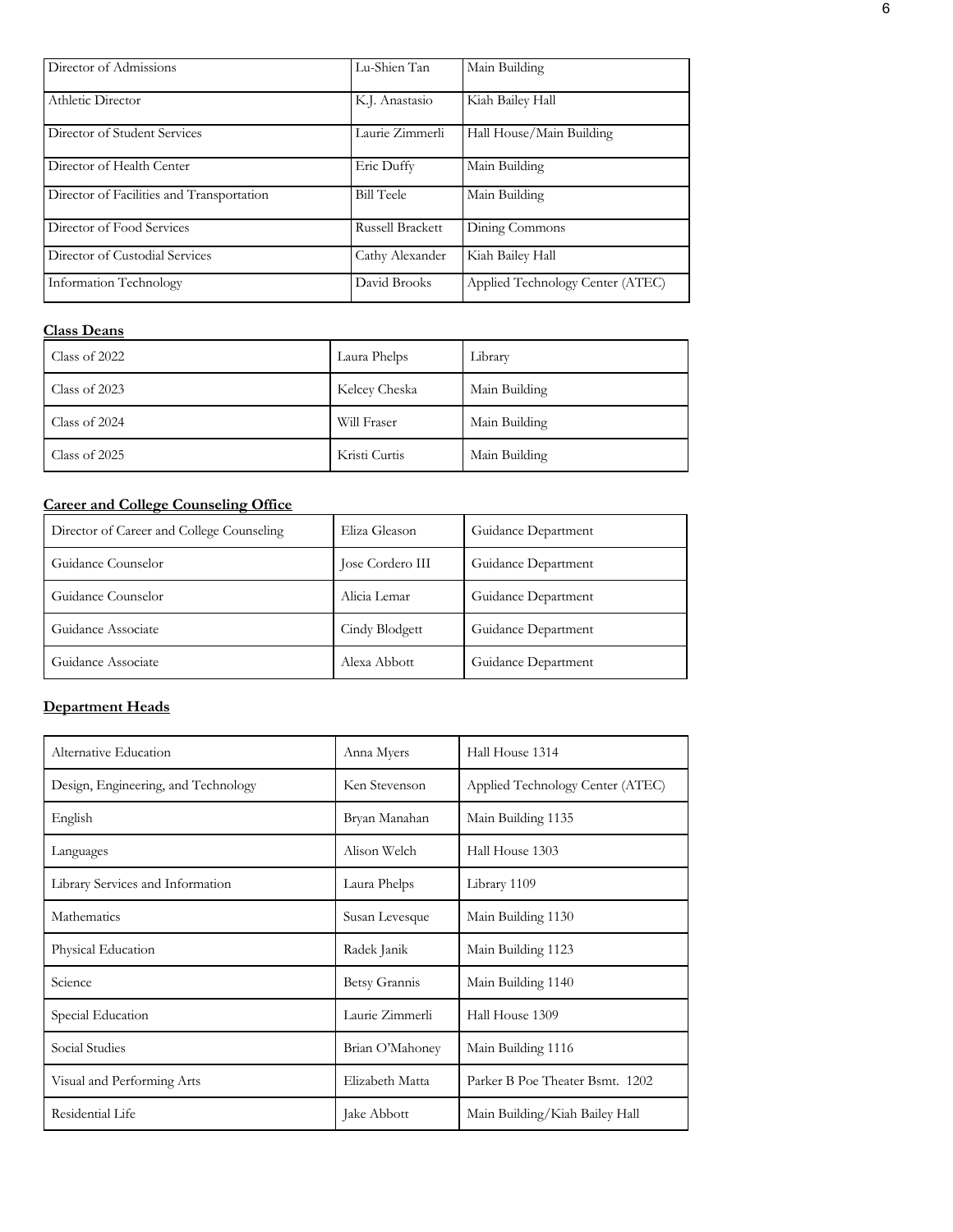| | | |
|---|---|---|
| Director of Admissions | Lu-Shien Tan | Main Building |
| Athletic Director | K.J. Anastasio | Kiah Bailey Hall |
| Director of Student Services | Laurie Zimmerli | Hall House/Main Building |
| Director of Health Center | Eric Duffy | Main Building |
| Director of Facilities and Transportation | Bill Teele | Main Building |
| Director of Food Services | Russell Brackett | Dining Commons |
| Director of Custodial Services | Cathy Alexander | Kiah Bailey Hall |
| Information Technology | David Brooks | Applied Technology Center (ATEC) |

**Class Deans**

| | | |
|---|---|---|
| Class of 2022 | Laura Phelps | Library |
| Class of 2023 | Kelcey Cheska | Main Building |
| Class of 2024 | Will Fraser | Main Building |
| Class of 2025 | Kristi Curtis | Main Building |

**Career and College Counseling Office**

| | | |
|---|---|---|
| Director of Career and College Counseling | Eliza Gleason | Guidance Department |
| Guidance Counselor | Jose Cordero III | Guidance Department |
| Guidance Counselor | Alicia Lemar | Guidance Department |
| Guidance Associate | Cindy Blodgett | Guidance Department |
| Guidance Associate | Alexa Abbott | Guidance Department |

**Department Heads**

| | | |
|---|---|---|
| Alternative Education | Anna Myers | Hall House 1314 |
| Design, Engineering, and Technology | Ken Stevenson | Applied Technology Center (ATEC) |
| English | Bryan Manahan | Main Building 1135 |
| Languages | Alison Welch | Hall House 1303 |
| Library Services and Information | Laura Phelps | Library 1109 |
| Mathematics | Susan Levesque | Main Building 1130 |
| Physical Education | Radek Janik | Main Building 1123 |
| Science | Betsy Grannis | Main Building 1140 |
| Special Education | Laurie Zimmerli | Hall House 1309 |
| Social Studies | Brian O'Mahoney | Main Building 1116 |
| Visual and Performing Arts | Elizabeth Matta | Parker B Poe Theater Bsmt. 1202 |
| Residential Life | Jake Abbott | Main Building/Kiah Bailey Hall |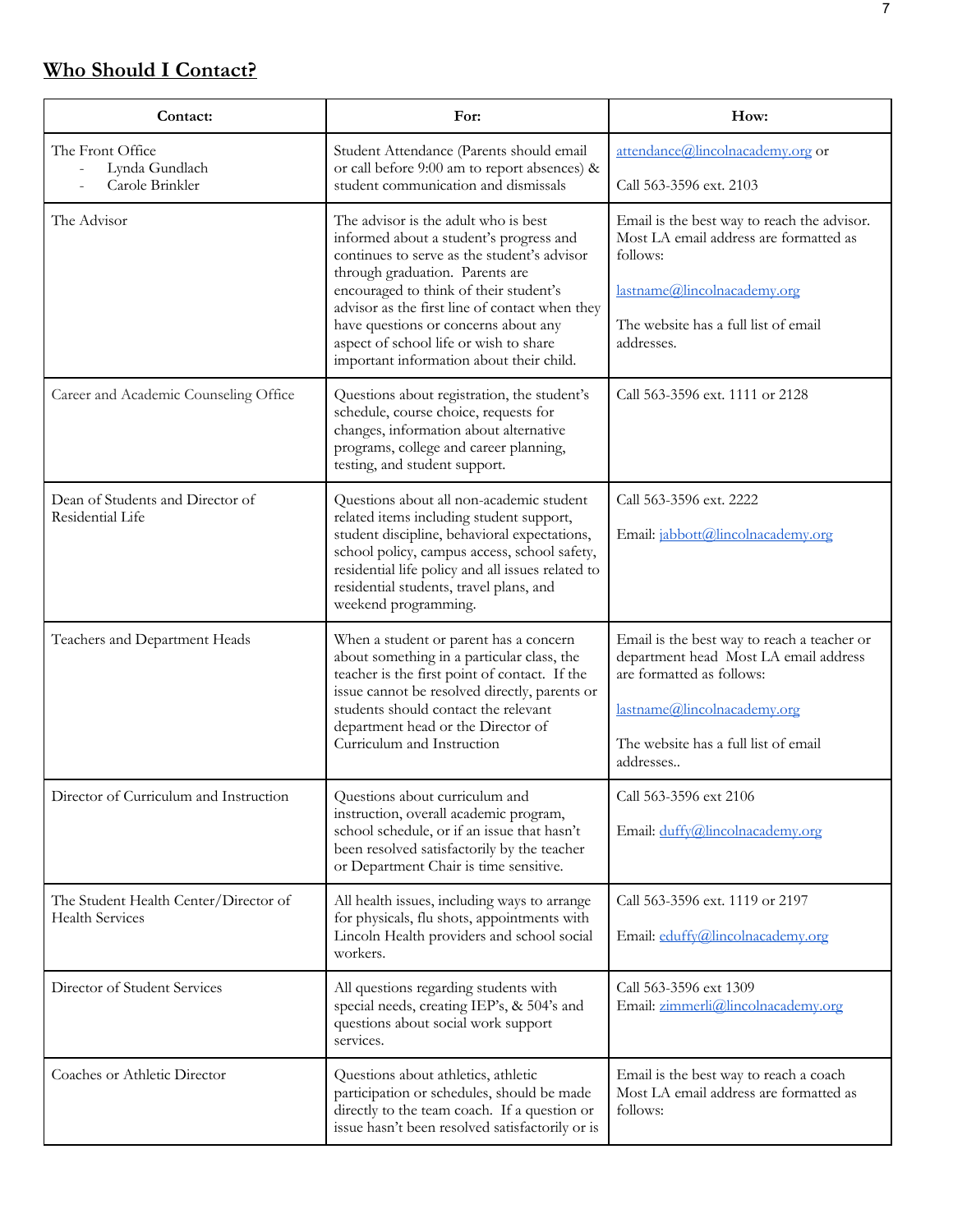## **Who Should I Contact?**

| Contact: | For: | How: |
|---|---|---|
| The Front Office<br>- Lynda Gundlach<br>- Carole Brinkler | Student Attendance (Parents should email or call before 9:00 am to report absences) & student communication and dismissals | attendance@lincolnacademy.org or<br><br>Call 563-3596 ext. 2103 |
| The Advisor | The advisor is the adult who is best informed about a student's progress and continues to serve as the student's advisor through graduation. Parents are encouraged to think of their student's advisor as the first line of contact when they have questions or concerns about any aspect of school life or wish to share important information about their child. | Email is the best way to reach the advisor. Most LA email address are formatted as follows:<br><br>lastname@lincolnacademy.org<br><br>The website has a full list of email addresses. |
| Career and Academic Counseling Office | Questions about registration, the student's schedule, course choice, requests for changes, information about alternative programs, college and career planning, testing, and student support. | Call 563-3596 ext. 1111 or 2128 |
| Dean of Students and Director of Residential Life | Questions about all non-academic student related items including student support, student discipline, behavioral expectations, school policy, campus access, school safety, residential life policy and all issues related to residential students, travel plans, and weekend programming. | Call 563-3596 ext. 2222<br><br>Email: jabbott@lincolnacademy.org |
| Teachers and Department Heads | When a student or parent has a concern about something in a particular class, the teacher is the first point of contact. If the issue cannot be resolved directly, parents or students should contact the relevant department head or the Director of Curriculum and Instruction | Email is the best way to reach a teacher or department head Most LA email address are formatted as follows:<br><br>lastname@lincolnacademy.org<br><br>The website has a full list of email addresses.. |
| Director of Curriculum and Instruction | Questions about curriculum and instruction, overall academic program, school schedule, or if an issue that hasn't been resolved satisfactorily by the teacher or Department Chair is time sensitive. | Call 563-3596 ext 2106<br><br>Email: duffy@lincolnacademy.org |
| The Student Health Center/Director of Health Services | All health issues, including ways to arrange for physicals, flu shots, appointments with Lincoln Health providers and school social workers. | Call 563-3596 ext. 1119 or 2197<br><br>Email: eduffy@lincolnacademy.org |
| Director of Student Services | All questions regarding students with special needs, creating IEP's, & 504's and questions about social work support services. | Call 563-3596 ext 1309<br>Email: zimmerli@lincolnacademy.org |
| Coaches or Athletic Director | Questions about athletics, athletic participation or schedules, should be made directly to the team coach. If a question or issue hasn't been resolved satisfactorily or is | Email is the best way to reach a coach Most LA email address are formatted as follows: |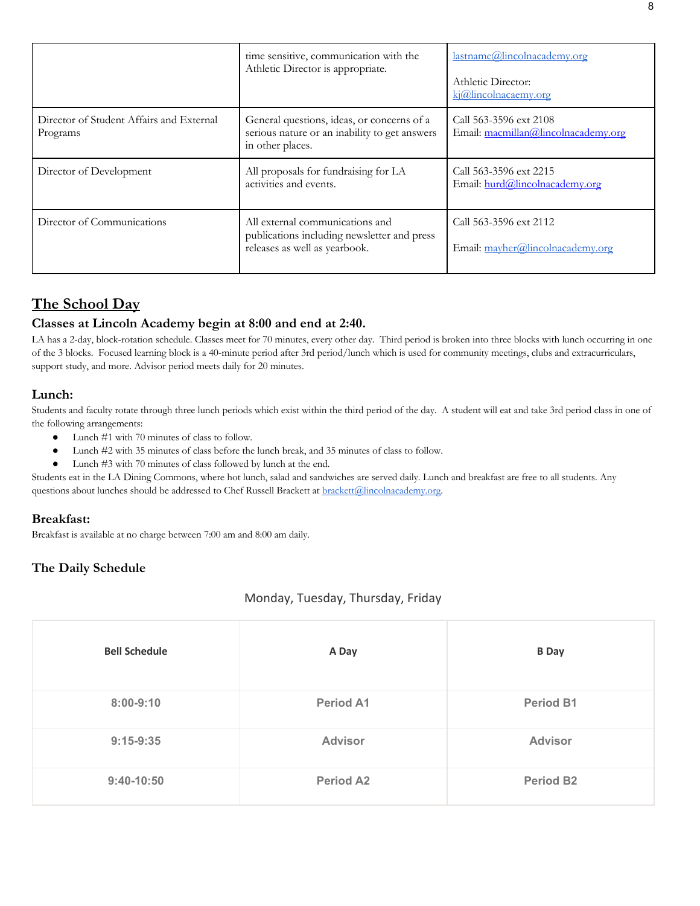| | time sensitive, communication with the Athletic Director is appropriate. | lastname@lincolnacademy.org<br><br>Athletic Director: kj@lincolnacaemy.org |
|---|---|---|
| Director of Student Affairs and External Programs | General questions, ideas, or concerns of a serious nature or an inability to get answers in other places. | Call 563-3596 ext 2108<br>Email: macmillan@lincolnacademy.org |
| Director of Development | All proposals for fundraising for LA activities and events. | Call 563-3596 ext 2215<br>Email: hurd@lincolnacademy.org |
| Director of Communications | All external communications and publications including newsletter and press releases as well as yearbook. | Call 563-3596 ext 2112<br><br>Email: mayher@lincolnacademy.org |

## The School Day

### Classes at Lincoln Academy begin at 8:00 and end at 2:40.

LA has a 2-day, block-rotation schedule. Classes meet for 70 minutes, every other day. Third period is broken into three blocks with lunch occurring in one of the 3 blocks. Focused learning block is a 40-minute period after 3rd period/lunch which is used for community meetings, clubs and extracurriculars, support study, and more. Advisor period meets daily for 20 minutes.

### Lunch:

Students and faculty rotate through three lunch periods which exist within the third period of the day. A student will eat and take 3rd period class in one of the following arrangements:

- Lunch #1 with 70 minutes of class to follow.
- Lunch #2 with 35 minutes of class before the lunch break, and 35 minutes of class to follow.
- Lunch #3 with 70 minutes of class followed by lunch at the end.

Students eat in the LA Dining Commons, where hot lunch, salad and sandwiches are served daily. Lunch and breakfast are free to all students. Any questions about lunches should be addressed to Chef Russell Brackett at brackett@lincolnacademy.org.

### Breakfast:

Breakfast is available at no charge between 7:00 am and 8:00 am daily.

### The Daily Schedule

Monday, Tuesday, Thursday, Friday

| Bell Schedule | A Day | B Day |
|---|---|---|
| 8:00-9:10 | Period A1 | Period B1 |
| 9:15-9:35 | Advisor | Advisor |
| 9:40-10:50 | Period A2 | Period B2 |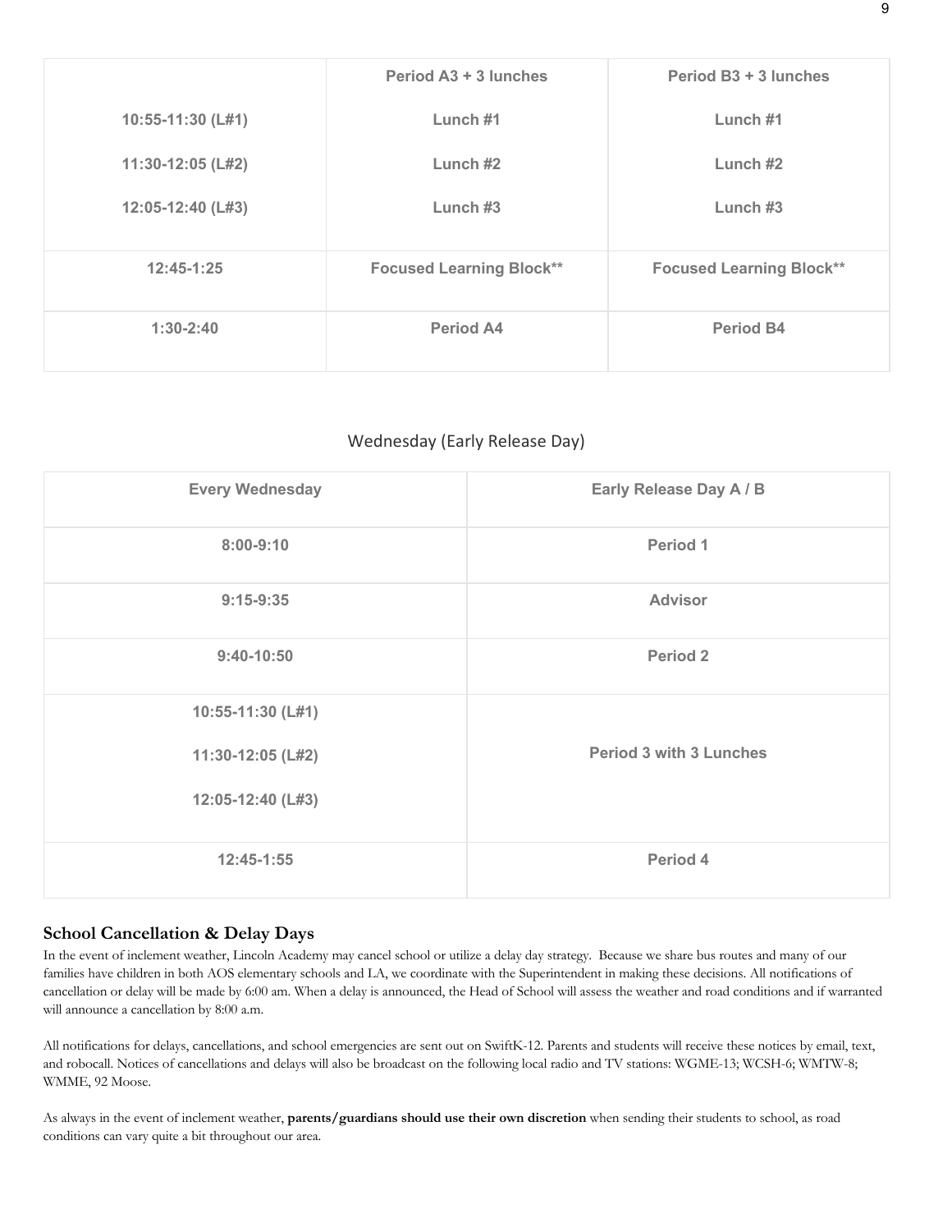| | Period A3 + 3 lunches | Period B3 + 3 lunches |
|---|---|---|
| 10:55-11:30 (L#1)<br>11:30-12:05 (L#2)<br>12:05-12:40 (L#3) | Lunch #1<br>Lunch #2<br>Lunch #3 | Lunch #1<br>Lunch #2<br>Lunch #3 |
| 12:45-1:25 | Focused Learning Block** | Focused Learning Block** |
| 1:30-2:40 | Period A4 | Period B4 |

Wednesday (Early Release Day)

| Every Wednesday | Early Release Day A / B |
|---|---|
| 8:00-9:10 | Period 1 |
| 9:15-9:35 | Advisor |
| 9:40-10:50 | Period 2 |
| 10:55-11:30 (L#1)<br>11:30-12:05 (L#2)<br>12:05-12:40 (L#3) | Period 3 with 3 Lunches |
| 12:45-1:55 | Period 4 |

## School Cancellation & Delay Days

In the event of inclement weather, Lincoln Academy may cancel school or utilize a delay day strategy. Because we share bus routes and many of our families have children in both AOS elementary schools and LA, we coordinate with the Superintendent in making these decisions. All notifications of cancellation or delay will be made by 6:00 am. When a delay is announced, the Head of School will assess the weather and road conditions and if warranted will announce a cancellation by 8:00 a.m.

All notifications for delays, cancellations, and school emergencies are sent out on SwiftK-12. Parents and students will receive these notices by email, text, and robocall. Notices of cancellations and delays will also be broadcast on the following local radio and TV stations: WGME-13; WCSH-6; WMTW-8; WMME, 92 Moose.

As always in the event of inclement weather, **parents/guardians should use their own discretion** when sending their students to school, as road conditions can vary quite a bit throughout our area.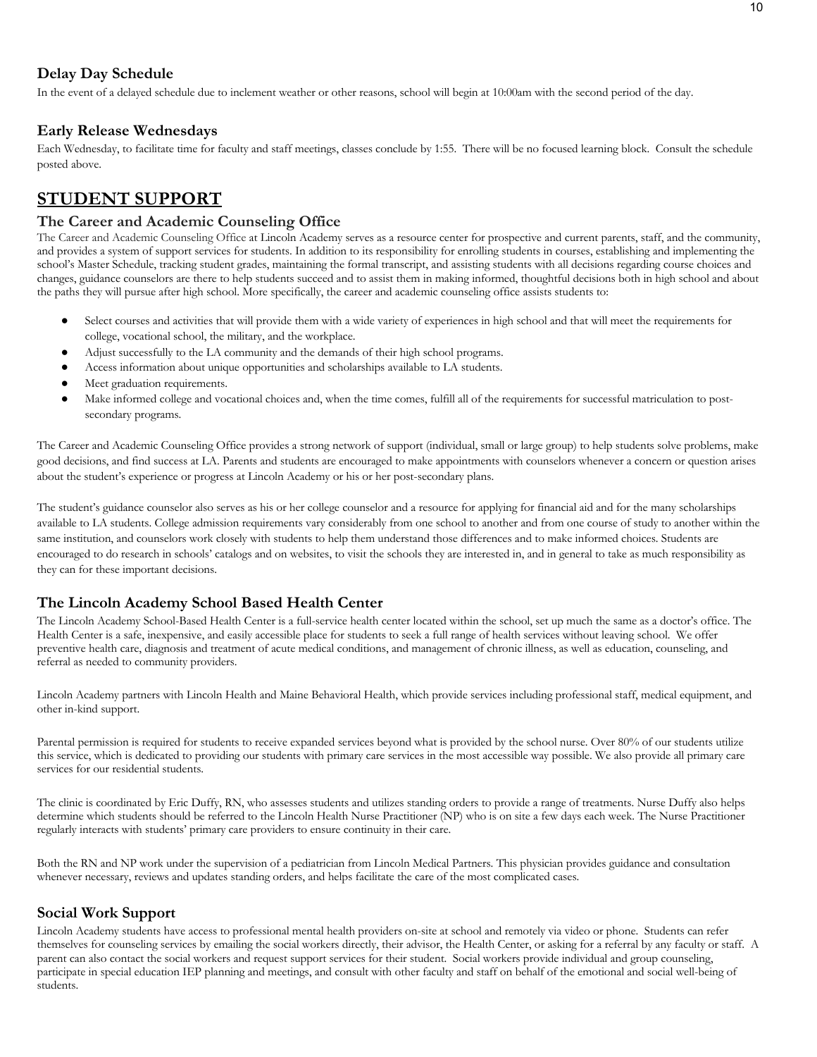### Delay Day Schedule

In the event of a delayed schedule due to inclement weather or other reasons, school will begin at 10:00am with the second period of the day.

### Early Release Wednesdays

Each Wednesday, to facilitate time for faculty and staff meetings, classes conclude by 1:55. There will be no focused learning block. Consult the schedule posted above.

## STUDENT SUPPORT

### The Career and Academic Counseling Office

The Career and Academic Counseling Office at Lincoln Academy serves as a resource center for prospective and current parents, staff, and the community, and provides a system of support services for students. In addition to its responsibility for enrolling students in courses, establishing and implementing the school's Master Schedule, tracking student grades, maintaining the formal transcript, and assisting students with all decisions regarding course choices and changes, guidance counselors are there to help students succeed and to assist them in making informed, thoughtful decisions both in high school and about the paths they will pursue after high school. More specifically, the career and academic counseling office assists students to:

- Select courses and activities that will provide them with a wide variety of experiences in high school and that will meet the requirements for college, vocational school, the military, and the workplace.
- Adjust successfully to the LA community and the demands of their high school programs.
- Access information about unique opportunities and scholarships available to LA students.
- Meet graduation requirements.
- Make informed college and vocational choices and, when the time comes, fulfill all of the requirements for successful matriculation to post-secondary programs.

The Career and Academic Counseling Office provides a strong network of support (individual, small or large group) to help students solve problems, make good decisions, and find success at LA. Parents and students are encouraged to make appointments with counselors whenever a concern or question arises about the student's experience or progress at Lincoln Academy or his or her post-secondary plans.

The student's guidance counselor also serves as his or her college counselor and a resource for applying for financial aid and for the many scholarships available to LA students. College admission requirements vary considerably from one school to another and from one course of study to another within the same institution, and counselors work closely with students to help them understand those differences and to make informed choices. Students are encouraged to do research in schools' catalogs and on websites, to visit the schools they are interested in, and in general to take as much responsibility as they can for these important decisions.

### The Lincoln Academy School Based Health Center

The Lincoln Academy School-Based Health Center is a full-service health center located within the school, set up much the same as a doctor's office. The Health Center is a safe, inexpensive, and easily accessible place for students to seek a full range of health services without leaving school. We offer preventive health care, diagnosis and treatment of acute medical conditions, and management of chronic illness, as well as education, counseling, and referral as needed to community providers.

Lincoln Academy partners with Lincoln Health and Maine Behavioral Health, which provide services including professional staff, medical equipment, and other in-kind support.

Parental permission is required for students to receive expanded services beyond what is provided by the school nurse. Over 80% of our students utilize this service, which is dedicated to providing our students with primary care services in the most accessible way possible. We also provide all primary care services for our residential students.

The clinic is coordinated by Eric Duffy, RN, who assesses students and utilizes standing orders to provide a range of treatments. Nurse Duffy also helps determine which students should be referred to the Lincoln Health Nurse Practitioner (NP) who is on site a few days each week. The Nurse Practitioner regularly interacts with students' primary care providers to ensure continuity in their care.

Both the RN and NP work under the supervision of a pediatrician from Lincoln Medical Partners. This physician provides guidance and consultation whenever necessary, reviews and updates standing orders, and helps facilitate the care of the most complicated cases.

### Social Work Support

Lincoln Academy students have access to professional mental health providers on-site at school and remotely via video or phone. Students can refer themselves for counseling services by emailing the social workers directly, their advisor, the Health Center, or asking for a referral by any faculty or staff. A parent can also contact the social workers and request support services for their student. Social workers provide individual and group counseling, participate in special education IEP planning and meetings, and consult with other faculty and staff on behalf of the emotional and social well-being of students.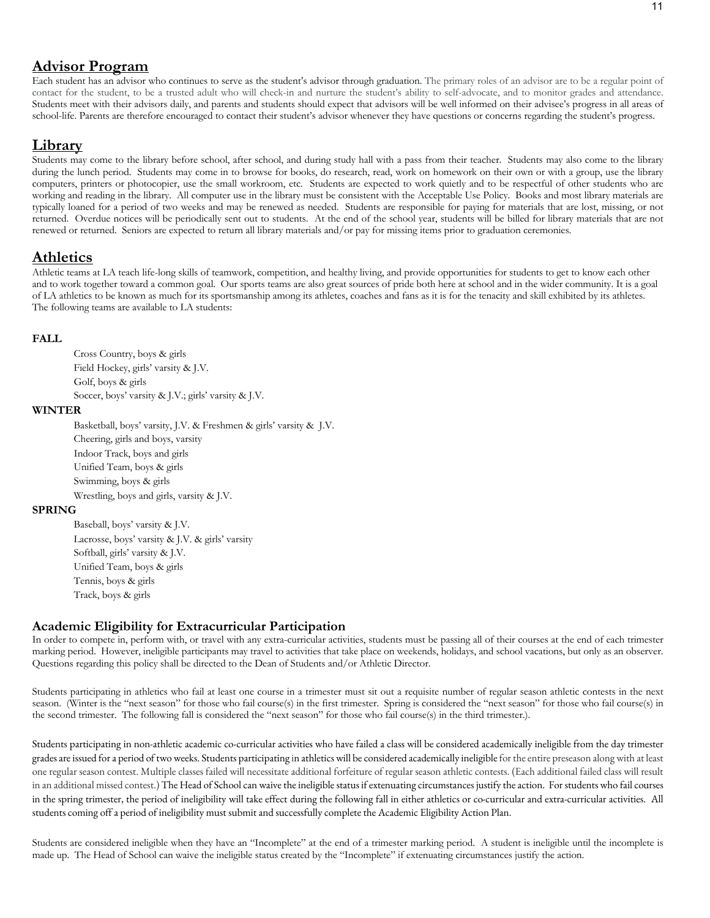## Advisor Program

Each student has an advisor who continues to serve as the student's advisor through graduation. The primary roles of an advisor are to be a regular point of contact for the student, to be a trusted adult who will check-in and nurture the student's ability to self-advocate, and to monitor grades and attendance. Students meet with their advisors daily, and parents and students should expect that advisors will be well informed on their advisee's progress in all areas of school-life. Parents are therefore encouraged to contact their student's advisor whenever they have questions or concerns regarding the student's progress.

## Library

Students may come to the library before school, after school, and during study hall with a pass from their teacher. Students may also come to the library during the lunch period. Students may come in to browse for books, do research, read, work on homework on their own or with a group, use the library computers, printers or photocopier, use the small workroom, etc. Students are expected to work quietly and to be respectful of other students who are working and reading in the library. All computer use in the library must be consistent with the Acceptable Use Policy. Books and most library materials are typically loaned for a period of two weeks and may be renewed as needed. Students are responsible for paying for materials that are lost, missing, or not returned. Overdue notices will be periodically sent out to students. At the end of the school year, students will be billed for library materials that are not renewed or returned. Seniors are expected to return all library materials and/or pay for missing items prior to graduation ceremonies.

## Athletics

Athletic teams at LA teach life-long skills of teamwork, competition, and healthy living, and provide opportunities for students to get to know each other and to work together toward a common goal. Our sports teams are also great sources of pride both here at school and in the wider community. It is a goal of LA athletics to be known as much for its sportsmanship among its athletes, coaches and fans as it is for the tenacity and skill exhibited by its athletes. The following teams are available to LA students:

**FALL**

- Cross Country, boys & girls
- Field Hockey, girls' varsity & J.V.
- Golf, boys & girls
- Soccer, boys' varsity & J.V.; girls' varsity & J.V.

**WINTER**

- Basketball, boys' varsity, J.V. & Freshmen & girls' varsity & J.V.
- Cheering, girls and boys, varsity
- Indoor Track, boys and girls
- Unified Team, boys & girls
- Swimming, boys & girls
- Wrestling, boys and girls, varsity & J.V.

**SPRING**

- Baseball, boys' varsity & J.V.
- Lacrosse, boys' varsity & J.V. & girls' varsity
- Softball, girls' varsity & J.V.
- Unified Team, boys & girls
- Tennis, boys & girls
- Track, boys & girls

### Academic Eligibility for Extracurricular Participation

In order to compete in, perform with, or travel with any extra-curricular activities, students must be passing all of their courses at the end of each trimester marking period. However, ineligible participants may travel to activities that take place on weekends, holidays, and school vacations, but only as an observer. Questions regarding this policy shall be directed to the Dean of Students and/or Athletic Director.

Students participating in athletics who fail at least one course in a trimester must sit out a requisite number of regular season athletic contests in the next season. (Winter is the "next season" for those who fail course(s) in the first trimester. Spring is considered the "next season" for those who fail course(s) in the second trimester. The following fall is considered the "next season" for those who fail course(s) in the third trimester.).

Students participating in non-athletic academic co-curricular activities who have failed a class will be considered academically ineligible from the day trimester grades are issued for a period of two weeks. Students participating in athletics will be considered academically ineligible for the entire preseason along with at least one regular season contest. Multiple classes failed will necessitate additional forfeiture of regular season athletic contests. (Each additional failed class will result in an additional missed contest.) The Head of School can waive the ineligible status if extenuating circumstances justify the action. For students who fail courses in the spring trimester, the period of ineligibility will take effect during the following fall in either athletics or co-curricular and extra-curricular activities. All students coming off a period of ineligibility must submit and successfully complete the Academic Eligibility Action Plan.

Students are considered ineligible when they have an "Incomplete" at the end of a trimester marking period. A student is ineligible until the incomplete is made up. The Head of School can waive the ineligible status created by the "Incomplete" if extenuating circumstances justify the action.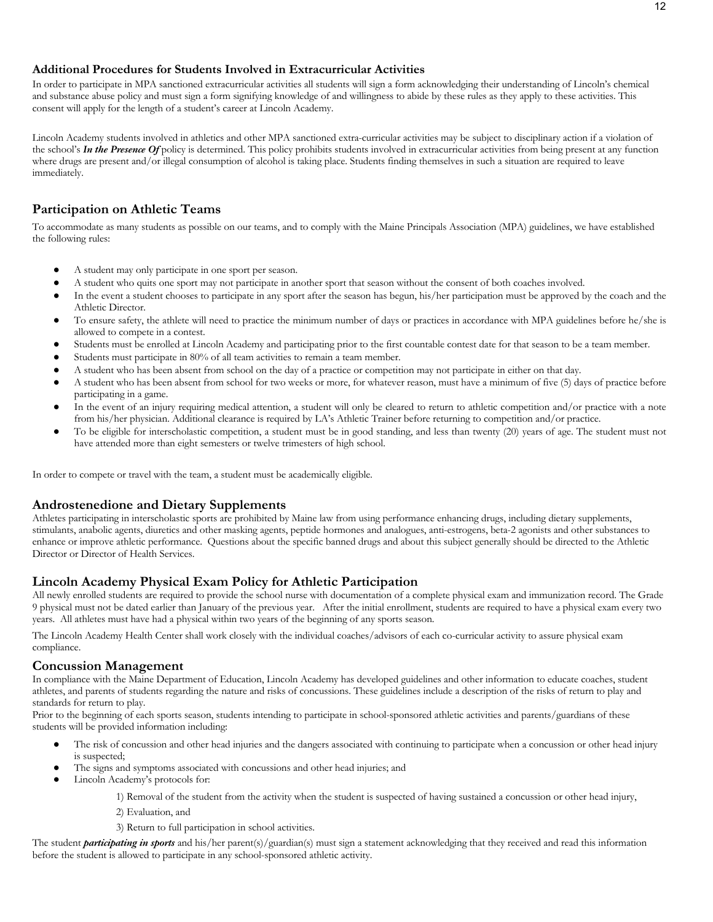### Additional Procedures for Students Involved in Extracurricular Activities

In order to participate in MPA sanctioned extracurricular activities all students will sign a form acknowledging their understanding of Lincoln's chemical and substance abuse policy and must sign a form signifying knowledge of and willingness to abide by these rules as they apply to these activities. This consent will apply for the length of a student's career at Lincoln Academy.

Lincoln Academy students involved in athletics and other MPA sanctioned extra-curricular activities may be subject to disciplinary action if a violation of the school's ***In the Presence Of*** policy is determined. This policy prohibits students involved in extracurricular activities from being present at any function where drugs are present and/or illegal consumption of alcohol is taking place. Students finding themselves in such a situation are required to leave immediately.

## Participation on Athletic Teams

To accommodate as many students as possible on our teams, and to comply with the Maine Principals Association (MPA) guidelines, we have established the following rules:

- A student may only participate in one sport per season.
- A student who quits one sport may not participate in another sport that season without the consent of both coaches involved.
- In the event a student chooses to participate in any sport after the season has begun, his/her participation must be approved by the coach and the Athletic Director.
- To ensure safety, the athlete will need to practice the minimum number of days or practices in accordance with MPA guidelines before he/she is allowed to compete in a contest.
- Students must be enrolled at Lincoln Academy and participating prior to the first countable contest date for that season to be a team member.
- Students must participate in 80% of all team activities to remain a team member.
- A student who has been absent from school on the day of a practice or competition may not participate in either on that day.
- A student who has been absent from school for two weeks or more, for whatever reason, must have a minimum of five (5) days of practice before participating in a game.
- In the event of an injury requiring medical attention, a student will only be cleared to return to athletic competition and/or practice with a note from his/her physician. Additional clearance is required by LA's Athletic Trainer before returning to competition and/or practice.
- To be eligible for interscholastic competition, a student must be in good standing, and less than twenty (20) years of age. The student must not have attended more than eight semesters or twelve trimesters of high school.

In order to compete or travel with the team, a student must be academically eligible.

## Androstenedione and Dietary Supplements

Athletes participating in interscholastic sports are prohibited by Maine law from using performance enhancing drugs, including dietary supplements, stimulants, anabolic agents, diuretics and other masking agents, peptide hormones and analogues, anti-estrogens, beta-2 agonists and other substances to enhance or improve athletic performance. Questions about the specific banned drugs and about this subject generally should be directed to the Athletic Director or Director of Health Services.

## Lincoln Academy Physical Exam Policy for Athletic Participation

All newly enrolled students are required to provide the school nurse with documentation of a complete physical exam and immunization record. The Grade 9 physical must not be dated earlier than January of the previous year. After the initial enrollment, students are required to have a physical exam every two years. All athletes must have had a physical within two years of the beginning of any sports season.

The Lincoln Academy Health Center shall work closely with the individual coaches/advisors of each co-curricular activity to assure physical exam compliance.

## Concussion Management

In compliance with the Maine Department of Education, Lincoln Academy has developed guidelines and other information to educate coaches, student athletes, and parents of students regarding the nature and risks of concussions. These guidelines include a description of the risks of return to play and standards for return to play.

Prior to the beginning of each sports season, students intending to participate in school-sponsored athletic activities and parents/guardians of these students will be provided information including:

- The risk of concussion and other head injuries and the dangers associated with continuing to participate when a concussion or other head injury is suspected;
- The signs and symptoms associated with concussions and other head injuries; and
- Lincoln Academy's protocols for:

  1) Removal of the student from the activity when the student is suspected of having sustained a concussion or other head injury,

  2) Evaluation, and

  3) Return to full participation in school activities.

The student ***participating in sports*** and his/her parent(s)/guardian(s) must sign a statement acknowledging that they received and read this information before the student is allowed to participate in any school-sponsored athletic activity.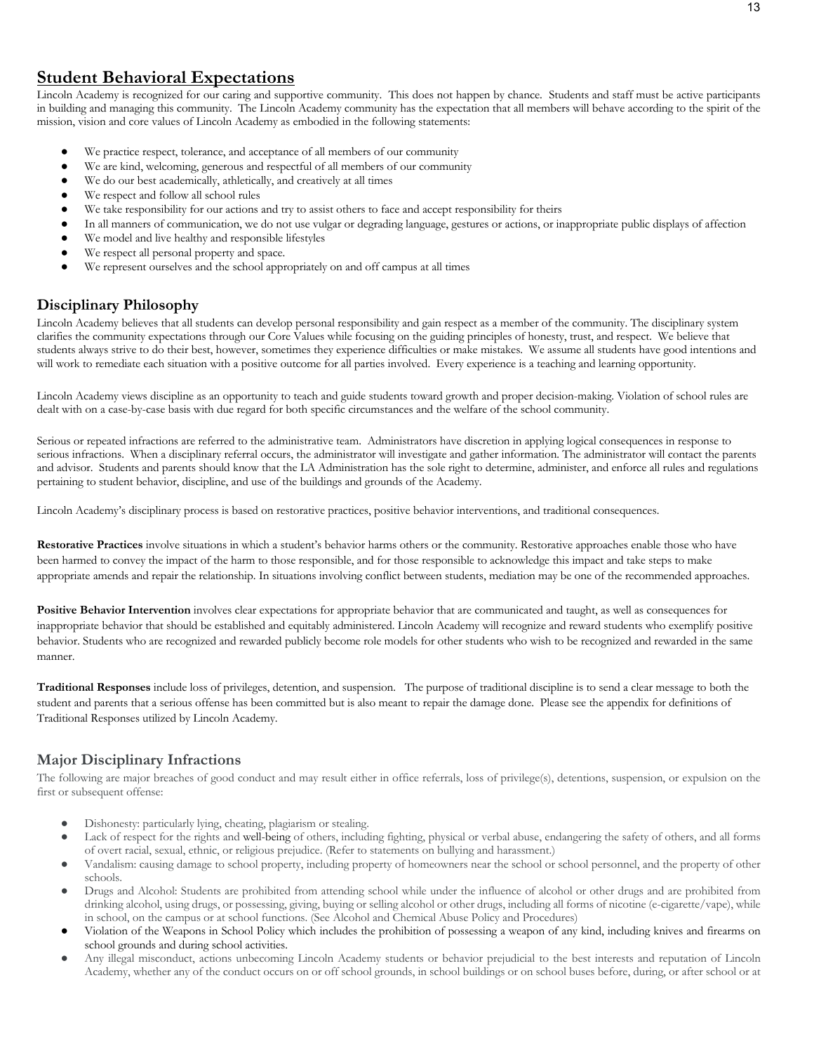## Student Behavioral Expectations

Lincoln Academy is recognized for our caring and supportive community. This does not happen by chance. Students and staff must be active participants in building and managing this community. The Lincoln Academy community has the expectation that all members will behave according to the spirit of the mission, vision and core values of Lincoln Academy as embodied in the following statements:

- We practice respect, tolerance, and acceptance of all members of our community
- We are kind, welcoming, generous and respectful of all members of our community
- We do our best academically, athletically, and creatively at all times
- We respect and follow all school rules
- We take responsibility for our actions and try to assist others to face and accept responsibility for theirs
- In all manners of communication, we do not use vulgar or degrading language, gestures or actions, or inappropriate public displays of affection
- We model and live healthy and responsible lifestyles
- We respect all personal property and space.
- We represent ourselves and the school appropriately on and off campus at all times

### Disciplinary Philosophy

Lincoln Academy believes that all students can develop personal responsibility and gain respect as a member of the community. The disciplinary system clarifies the community expectations through our Core Values while focusing on the guiding principles of honesty, trust, and respect. We believe that students always strive to do their best, however, sometimes they experience difficulties or make mistakes. We assume all students have good intentions and will work to remediate each situation with a positive outcome for all parties involved. Every experience is a teaching and learning opportunity.

Lincoln Academy views discipline as an opportunity to teach and guide students toward growth and proper decision-making. Violation of school rules are dealt with on a case-by-case basis with due regard for both specific circumstances and the welfare of the school community.

Serious or repeated infractions are referred to the administrative team. Administrators have discretion in applying logical consequences in response to serious infractions. When a disciplinary referral occurs, the administrator will investigate and gather information. The administrator will contact the parents and advisor. Students and parents should know that the LA Administration has the sole right to determine, administer, and enforce all rules and regulations pertaining to student behavior, discipline, and use of the buildings and grounds of the Academy.

Lincoln Academy's disciplinary process is based on restorative practices, positive behavior interventions, and traditional consequences.

**Restorative Practices** involve situations in which a student's behavior harms others or the community. Restorative approaches enable those who have been harmed to convey the impact of the harm to those responsible, and for those responsible to acknowledge this impact and take steps to make appropriate amends and repair the relationship. In situations involving conflict between students, mediation may be one of the recommended approaches.

**Positive Behavior Intervention** involves clear expectations for appropriate behavior that are communicated and taught, as well as consequences for inappropriate behavior that should be established and equitably administered. Lincoln Academy will recognize and reward students who exemplify positive behavior. Students who are recognized and rewarded publicly become role models for other students who wish to be recognized and rewarded in the same manner.

**Traditional Responses** include loss of privileges, detention, and suspension. The purpose of traditional discipline is to send a clear message to both the student and parents that a serious offense has been committed but is also meant to repair the damage done. Please see the appendix for definitions of Traditional Responses utilized by Lincoln Academy.

### Major Disciplinary Infractions

The following are major breaches of good conduct and may result either in office referrals, loss of privilege(s), detentions, suspension, or expulsion on the first or subsequent offense:

- Dishonesty: particularly lying, cheating, plagiarism or stealing.
- Lack of respect for the rights and well-being of others, including fighting, physical or verbal abuse, endangering the safety of others, and all forms of overt racial, sexual, ethnic, or religious prejudice. (Refer to statements on bullying and harassment.)
- Vandalism: causing damage to school property, including property of homeowners near the school or school personnel, and the property of other schools.
- Drugs and Alcohol: Students are prohibited from attending school while under the influence of alcohol or other drugs and are prohibited from drinking alcohol, using drugs, or possessing, giving, buying or selling alcohol or other drugs, including all forms of nicotine (e-cigarette/vape), while in school, on the campus or at school functions. (See Alcohol and Chemical Abuse Policy and Procedures)
- Violation of the Weapons in School Policy which includes the prohibition of possessing a weapon of any kind, including knives and firearms on school grounds and during school activities.
- Any illegal misconduct, actions unbecoming Lincoln Academy students or behavior prejudicial to the best interests and reputation of Lincoln Academy, whether any of the conduct occurs on or off school grounds, in school buildings or on school buses before, during, or after school or at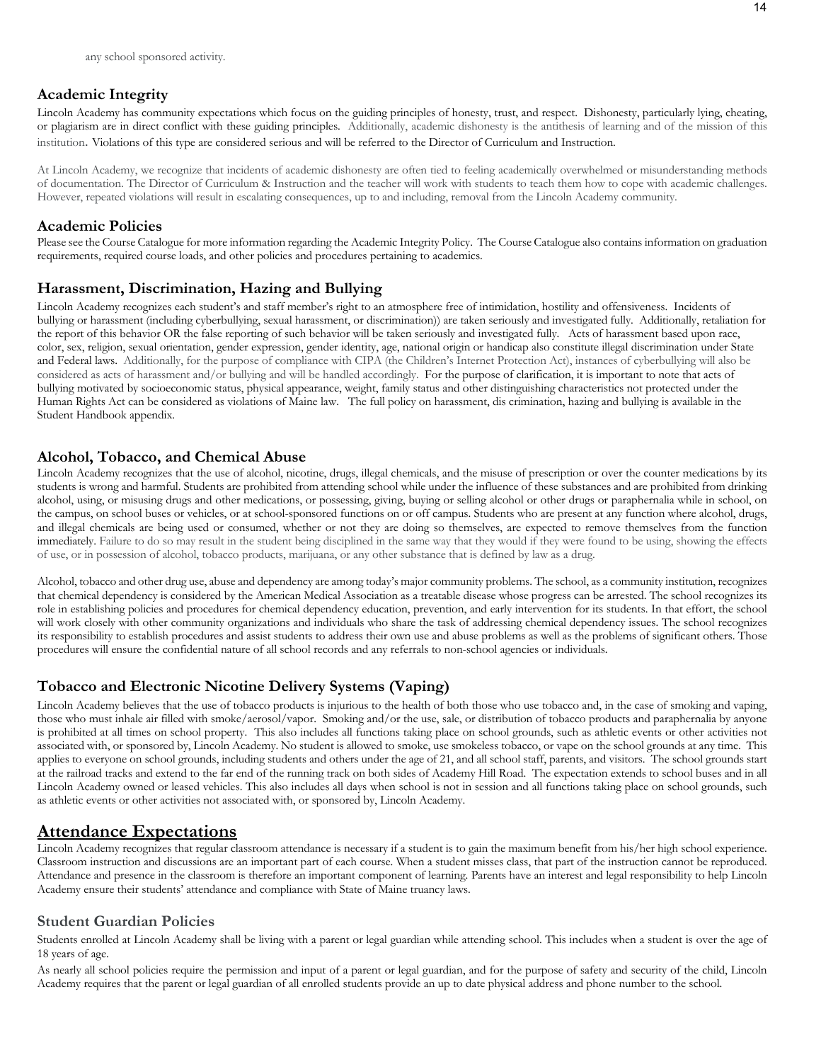any school sponsored activity.

## Academic Integrity

Lincoln Academy has community expectations which focus on the guiding principles of honesty, trust, and respect. Dishonesty, particularly lying, cheating, or plagiarism are in direct conflict with these guiding principles. Additionally, academic dishonesty is the antithesis of learning and of the mission of this institution. Violations of this type are considered serious and will be referred to the Director of Curriculum and Instruction.

At Lincoln Academy, we recognize that incidents of academic dishonesty are often tied to feeling academically overwhelmed or misunderstanding methods of documentation. The Director of Curriculum & Instruction and the teacher will work with students to teach them how to cope with academic challenges. However, repeated violations will result in escalating consequences, up to and including, removal from the Lincoln Academy community.

## Academic Policies

Please see the Course Catalogue for more information regarding the Academic Integrity Policy. The Course Catalogue also contains information on graduation requirements, required course loads, and other policies and procedures pertaining to academics.

## Harassment, Discrimination, Hazing and Bullying

Lincoln Academy recognizes each student's and staff member's right to an atmosphere free of intimidation, hostility and offensiveness. Incidents of bullying or harassment (including cyberbullying, sexual harassment, or discrimination)) are taken seriously and investigated fully. Additionally, retaliation for the report of this behavior OR the false reporting of such behavior will be taken seriously and investigated fully. Acts of harassment based upon race, color, sex, religion, sexual orientation, gender expression, gender identity, age, national origin or handicap also constitute illegal discrimination under State and Federal laws. Additionally, for the purpose of compliance with CIPA (the Children's Internet Protection Act), instances of cyberbullying will also be considered as acts of harassment and/or bullying and will be handled accordingly. For the purpose of clarification, it is important to note that acts of bullying motivated by socioeconomic status, physical appearance, weight, family status and other distinguishing characteristics not protected under the Human Rights Act can be considered as violations of Maine law. The full policy on harassment, dis crimination, hazing and bullying is available in the Student Handbook appendix.

## Alcohol, Tobacco, and Chemical Abuse

Lincoln Academy recognizes that the use of alcohol, nicotine, drugs, illegal chemicals, and the misuse of prescription or over the counter medications by its students is wrong and harmful. Students are prohibited from attending school while under the influence of these substances and are prohibited from drinking alcohol, using, or misusing drugs and other medications, or possessing, giving, buying or selling alcohol or other drugs or paraphernalia while in school, on the campus, on school buses or vehicles, or at school-sponsored functions on or off campus. Students who are present at any function where alcohol, drugs, and illegal chemicals are being used or consumed, whether or not they are doing so themselves, are expected to remove themselves from the function immediately. Failure to do so may result in the student being disciplined in the same way that they would if they were found to be using, showing the effects of use, or in possession of alcohol, tobacco products, marijuana, or any other substance that is defined by law as a drug.

Alcohol, tobacco and other drug use, abuse and dependency are among today's major community problems. The school, as a community institution, recognizes that chemical dependency is considered by the American Medical Association as a treatable disease whose progress can be arrested. The school recognizes its role in establishing policies and procedures for chemical dependency education, prevention, and early intervention for its students. In that effort, the school will work closely with other community organizations and individuals who share the task of addressing chemical dependency issues. The school recognizes its responsibility to establish procedures and assist students to address their own use and abuse problems as well as the problems of significant others. Those procedures will ensure the confidential nature of all school records and any referrals to non-school agencies or individuals.

## Tobacco and Electronic Nicotine Delivery Systems (Vaping)

Lincoln Academy believes that the use of tobacco products is injurious to the health of both those who use tobacco and, in the case of smoking and vaping, those who must inhale air filled with smoke/aerosol/vapor. Smoking and/or the use, sale, or distribution of tobacco products and paraphernalia by anyone is prohibited at all times on school property. This also includes all functions taking place on school grounds, such as athletic events or other activities not associated with, or sponsored by, Lincoln Academy. No student is allowed to smoke, use smokeless tobacco, or vape on the school grounds at any time. This applies to everyone on school grounds, including students and others under the age of 21, and all school staff, parents, and visitors. The school grounds start at the railroad tracks and extend to the far end of the running track on both sides of Academy Hill Road. The expectation extends to school buses and in all Lincoln Academy owned or leased vehicles. This also includes all days when school is not in session and all functions taking place on school grounds, such as athletic events or other activities not associated with, or sponsored by, Lincoln Academy.

# Attendance Expectations

Lincoln Academy recognizes that regular classroom attendance is necessary if a student is to gain the maximum benefit from his/her high school experience. Classroom instruction and discussions are an important part of each course. When a student misses class, that part of the instruction cannot be reproduced. Attendance and presence in the classroom is therefore an important component of learning. Parents have an interest and legal responsibility to help Lincoln Academy ensure their students' attendance and compliance with State of Maine truancy laws.

### Student Guardian Policies

Students enrolled at Lincoln Academy shall be living with a parent or legal guardian while attending school. This includes when a student is over the age of 18 years of age.

As nearly all school policies require the permission and input of a parent or legal guardian, and for the purpose of safety and security of the child, Lincoln Academy requires that the parent or legal guardian of all enrolled students provide an up to date physical address and phone number to the school.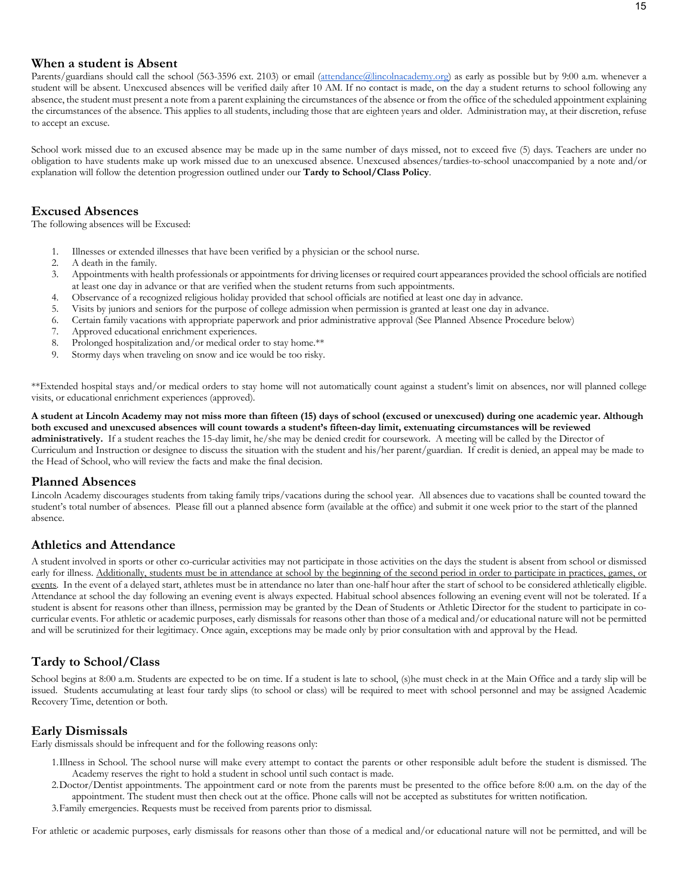## When a student is Absent

Parents/guardians should call the school (563-3596 ext. 2103) or email (attendance@lincolnacademy.org) as early as possible but by 9:00 a.m. whenever a student will be absent. Unexcused absences will be verified daily after 10 AM. If no contact is made, on the day a student returns to school following any absence, the student must present a note from a parent explaining the circumstances of the absence or from the office of the scheduled appointment explaining the circumstances of the absence. This applies to all students, including those that are eighteen years and older. Administration may, at their discretion, refuse to accept an excuse.

School work missed due to an excused absence may be made up in the same number of days missed, not to exceed five (5) days. Teachers are under no obligation to have students make up work missed due to an unexcused absence. Unexcused absences/tardies-to-school unaccompanied by a note and/or explanation will follow the detention progression outlined under our **Tardy to School/Class Policy**.

## Excused Absences

The following absences will be Excused:

1. Illnesses or extended illnesses that have been verified by a physician or the school nurse.
2. A death in the family.
3. Appointments with health professionals or appointments for driving licenses or required court appearances provided the school officials are notified at least one day in advance or that are verified when the student returns from such appointments.
4. Observance of a recognized religious holiday provided that school officials are notified at least one day in advance.
5. Visits by juniors and seniors for the purpose of college admission when permission is granted at least one day in advance.
6. Certain family vacations with appropriate paperwork and prior administrative approval (See Planned Absence Procedure below)
7. Approved educational enrichment experiences.
8. Prolonged hospitalization and/or medical order to stay home.**
9. Stormy days when traveling on snow and ice would be too risky.

**Extended hospital stays and/or medical orders to stay home will not automatically count against a student's limit on absences, nor will planned college visits, or educational enrichment experiences (approved).

**A student at Lincoln Academy may not miss more than fifteen (15) days of school (excused or unexcused) during one academic year. Although both excused and unexcused absences will count towards a student's fifteen-day limit, extenuating circumstances will be reviewed administratively.** If a student reaches the 15-day limit, he/she may be denied credit for coursework. A meeting will be called by the Director of Curriculum and Instruction or designee to discuss the situation with the student and his/her parent/guardian. If credit is denied, an appeal may be made to the Head of School, who will review the facts and make the final decision.

## Planned Absences

Lincoln Academy discourages students from taking family trips/vacations during the school year. All absences due to vacations shall be counted toward the student's total number of absences. Please fill out a planned absence form (available at the office) and submit it one week prior to the start of the planned absence.

## Athletics and Attendance

A student involved in sports or other co-curricular activities may not participate in those activities on the days the student is absent from school or dismissed early for illness. <u>Additionally, students must be in attendance at school by the beginning of the second period in order to participate in practices, games, or events</u>. In the event of a delayed start, athletes must be in attendance no later than one-half hour after the start of school to be considered athletically eligible. Attendance at school the day following an evening event is always expected. Habitual school absences following an evening event will not be tolerated. If a student is absent for reasons other than illness, permission may be granted by the Dean of Students or Athletic Director for the student to participate in co-curricular events. For athletic or academic purposes, early dismissals for reasons other than those of a medical and/or educational nature will not be permitted and will be scrutinized for their legitimacy. Once again, exceptions may be made only by prior consultation with and approval by the Head.

## Tardy to School/Class

School begins at 8:00 a.m. Students are expected to be on time. If a student is late to school, (s)he must check in at the Main Office and a tardy slip will be issued. Students accumulating at least four tardy slips (to school or class) will be required to meet with school personnel and may be assigned Academic Recovery Time, detention or both.

## Early Dismissals

Early dismissals should be infrequent and for the following reasons only:

1. Illness in School. The school nurse will make every attempt to contact the parents or other responsible adult before the student is dismissed. The Academy reserves the right to hold a student in school until such contact is made.
2. Doctor/Dentist appointments. The appointment card or note from the parents must be presented to the office before 8:00 a.m. on the day of the appointment. The student must then check out at the office. Phone calls will not be accepted as substitutes for written notification.
3. Family emergencies. Requests must be received from parents prior to dismissal.

For athletic or academic purposes, early dismissals for reasons other than those of a medical and/or educational nature will not be permitted, and will be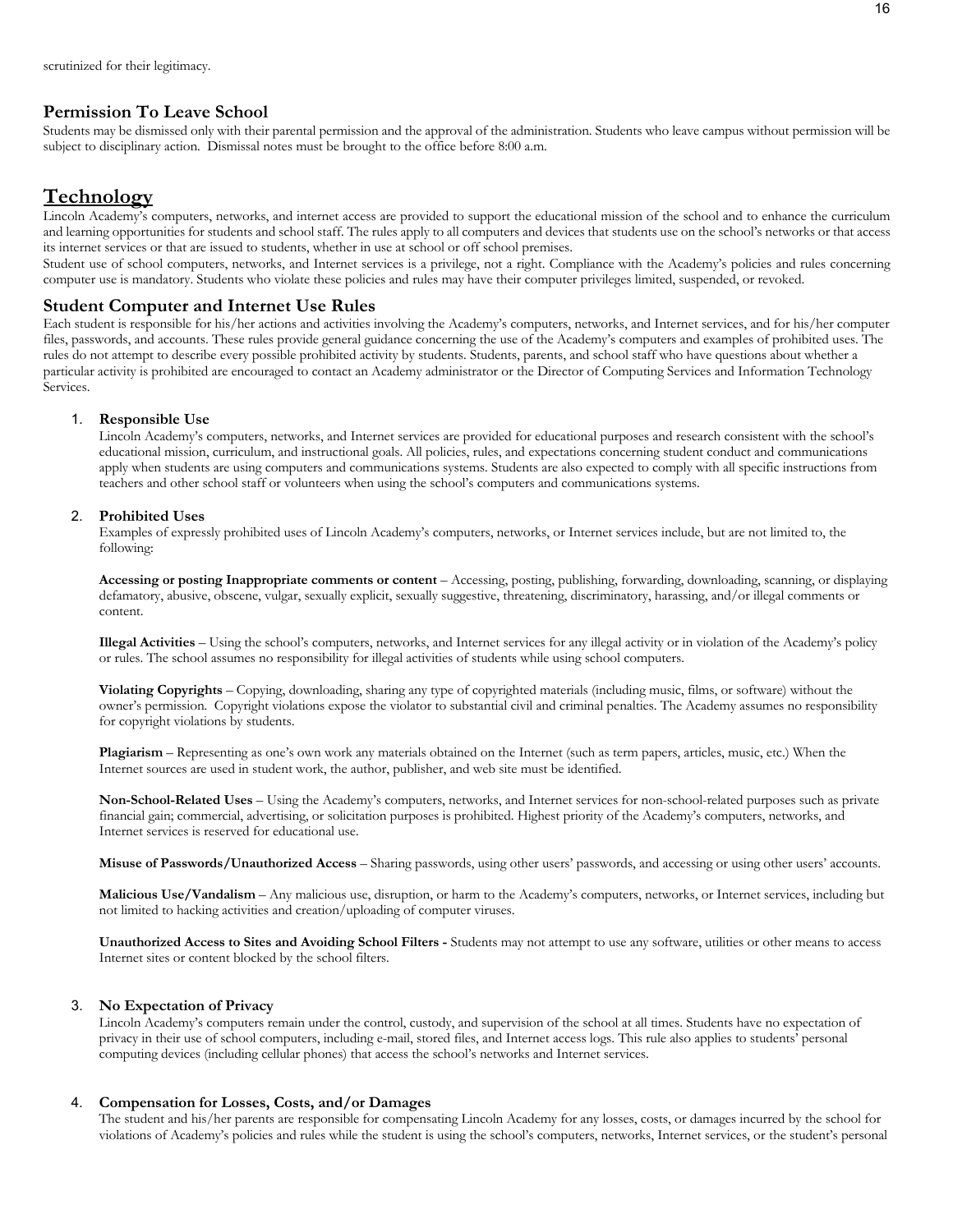scrutinized for their legitimacy.

### Permission To Leave School

Students may be dismissed only with their parental permission and the approval of the administration. Students who leave campus without permission will be subject to disciplinary action. Dismissal notes must be brought to the office before 8:00 a.m.

## Technology

Lincoln Academy's computers, networks, and internet access are provided to support the educational mission of the school and to enhance the curriculum and learning opportunities for students and school staff. The rules apply to all computers and devices that students use on the school's networks or that access its internet services or that are issued to students, whether in use at school or off school premises.

Student use of school computers, networks, and Internet services is a privilege, not a right. Compliance with the Academy's policies and rules concerning computer use is mandatory. Students who violate these policies and rules may have their computer privileges limited, suspended, or revoked.

### Student Computer and Internet Use Rules

Each student is responsible for his/her actions and activities involving the Academy's computers, networks, and Internet services, and for his/her computer files, passwords, and accounts. These rules provide general guidance concerning the use of the Academy's computers and examples of prohibited uses. The rules do not attempt to describe every possible prohibited activity by students. Students, parents, and school staff who have questions about whether a particular activity is prohibited are encouraged to contact an Academy administrator or the Director of Computing Services and Information Technology Services.

1. **Responsible Use**
   Lincoln Academy's computers, networks, and Internet services are provided for educational purposes and research consistent with the school's educational mission, curriculum, and instructional goals. All policies, rules, and expectations concerning student conduct and communications apply when students are using computers and communications systems. Students are also expected to comply with all specific instructions from teachers and other school staff or volunteers when using the school's computers and communications systems.

2. **Prohibited Uses**
   Examples of expressly prohibited uses of Lincoln Academy's computers, networks, or Internet services include, but are not limited to, the following:

   **Accessing or posting Inappropriate comments or content** – Accessing, posting, publishing, forwarding, downloading, scanning, or displaying defamatory, abusive, obscene, vulgar, sexually explicit, sexually suggestive, threatening, discriminatory, harassing, and/or illegal comments or content.

   **Illegal Activities** – Using the school's computers, networks, and Internet services for any illegal activity or in violation of the Academy's policy or rules. The school assumes no responsibility for illegal activities of students while using school computers.

   **Violating Copyrights** – Copying, downloading, sharing any type of copyrighted materials (including music, films, or software) without the owner's permission. Copyright violations expose the violator to substantial civil and criminal penalties. The Academy assumes no responsibility for copyright violations by students.

   **Plagiarism** – Representing as one's own work any materials obtained on the Internet (such as term papers, articles, music, etc.) When the Internet sources are used in student work, the author, publisher, and web site must be identified.

   **Non-School-Related Uses** – Using the Academy's computers, networks, and Internet services for non-school-related purposes such as private financial gain; commercial, advertising, or solicitation purposes is prohibited. Highest priority of the Academy's computers, networks, and Internet services is reserved for educational use.

   **Misuse of Passwords/Unauthorized Access** – Sharing passwords, using other users' passwords, and accessing or using other users' accounts.

   **Malicious Use/Vandalism** – Any malicious use, disruption, or harm to the Academy's computers, networks, or Internet services, including but not limited to hacking activities and creation/uploading of computer viruses.

   **Unauthorized Access to Sites and Avoiding School Filters -** Students may not attempt to use any software, utilities or other means to access Internet sites or content blocked by the school filters.

3. **No Expectation of Privacy**
   Lincoln Academy's computers remain under the control, custody, and supervision of the school at all times. Students have no expectation of privacy in their use of school computers, including e-mail, stored files, and Internet access logs. This rule also applies to students' personal computing devices (including cellular phones) that access the school's networks and Internet services.

4. **Compensation for Losses, Costs, and/or Damages**
   The student and his/her parents are responsible for compensating Lincoln Academy for any losses, costs, or damages incurred by the school for violations of Academy's policies and rules while the student is using the school's computers, networks, Internet services, or the student's personal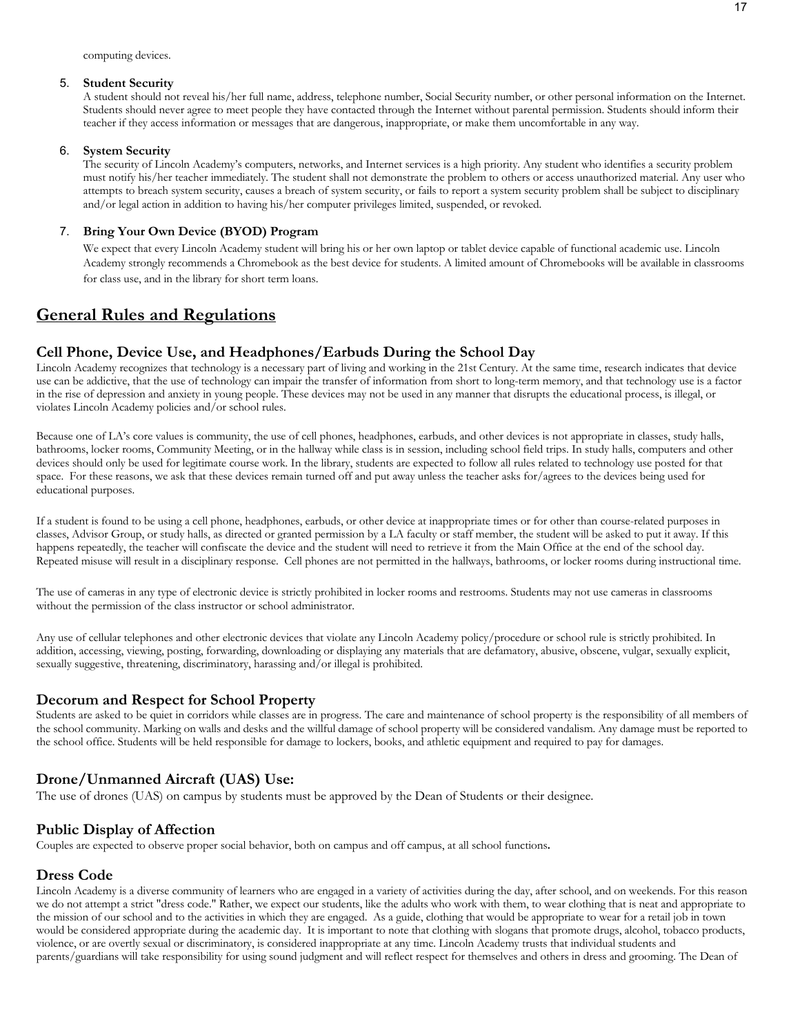computing devices.

5. **Student Security**
   A student should not reveal his/her full name, address, telephone number, Social Security number, or other personal information on the Internet. Students should never agree to meet people they have contacted through the Internet without parental permission. Students should inform their teacher if they access information or messages that are dangerous, inappropriate, or make them uncomfortable in any way.

6. **System Security**
   The security of Lincoln Academy's computers, networks, and Internet services is a high priority. Any student who identifies a security problem must notify his/her teacher immediately. The student shall not demonstrate the problem to others or access unauthorized material. Any user who attempts to breach system security, causes a breach of system security, or fails to report a system security problem shall be subject to disciplinary and/or legal action in addition to having his/her computer privileges limited, suspended, or revoked.

7. **Bring Your Own Device (BYOD) Program**
   We expect that every Lincoln Academy student will bring his or her own laptop or tablet device capable of functional academic use. Lincoln Academy strongly recommends a Chromebook as the best device for students. A limited amount of Chromebooks will be available in classrooms for class use, and in the library for short term loans.

## General Rules and Regulations

### Cell Phone, Device Use, and Headphones/Earbuds During the School Day

Lincoln Academy recognizes that technology is a necessary part of living and working in the 21st Century. At the same time, research indicates that device use can be addictive, that the use of technology can impair the transfer of information from short to long-term memory, and that technology use is a factor in the rise of depression and anxiety in young people. These devices may not be used in any manner that disrupts the educational process, is illegal, or violates Lincoln Academy policies and/or school rules.

Because one of LA's core values is community, the use of cell phones, headphones, earbuds, and other devices is not appropriate in classes, study halls, bathrooms, locker rooms, Community Meeting, or in the hallway while class is in session, including school field trips. In study halls, computers and other devices should only be used for legitimate course work. In the library, students are expected to follow all rules related to technology use posted for that space. For these reasons, we ask that these devices remain turned off and put away unless the teacher asks for/agrees to the devices being used for educational purposes.

If a student is found to be using a cell phone, headphones, earbuds, or other device at inappropriate times or for other than course-related purposes in classes, Advisor Group, or study halls, as directed or granted permission by a LA faculty or staff member, the student will be asked to put it away. If this happens repeatedly, the teacher will confiscate the device and the student will need to retrieve it from the Main Office at the end of the school day. Repeated misuse will result in a disciplinary response. Cell phones are not permitted in the hallways, bathrooms, or locker rooms during instructional time.

The use of cameras in any type of electronic device is strictly prohibited in locker rooms and restrooms. Students may not use cameras in classrooms without the permission of the class instructor or school administrator.

Any use of cellular telephones and other electronic devices that violate any Lincoln Academy policy/procedure or school rule is strictly prohibited. In addition, accessing, viewing, posting, forwarding, downloading or displaying any materials that are defamatory, abusive, obscene, vulgar, sexually explicit, sexually suggestive, threatening, discriminatory, harassing and/or illegal is prohibited.

### Decorum and Respect for School Property

Students are asked to be quiet in corridors while classes are in progress. The care and maintenance of school property is the responsibility of all members of the school community. Marking on walls and desks and the willful damage of school property will be considered vandalism. Any damage must be reported to the school office. Students will be held responsible for damage to lockers, books, and athletic equipment and required to pay for damages.

### Drone/Unmanned Aircraft (UAS) Use:

The use of drones (UAS) on campus by students must be approved by the Dean of Students or their designee.

### Public Display of Affection

Couples are expected to observe proper social behavior, both on campus and off campus, at all school functions**.**

### Dress Code

Lincoln Academy is a diverse community of learners who are engaged in a variety of activities during the day, after school, and on weekends. For this reason we do not attempt a strict "dress code." Rather, we expect our students, like the adults who work with them, to wear clothing that is neat and appropriate to the mission of our school and to the activities in which they are engaged. As a guide, clothing that would be appropriate to wear for a retail job in town would be considered appropriate during the academic day. It is important to note that clothing with slogans that promote drugs, alcohol, tobacco products, violence, or are overtly sexual or discriminatory, is considered inappropriate at any time. Lincoln Academy trusts that individual students and parents/guardians will take responsibility for using sound judgment and will reflect respect for themselves and others in dress and grooming. The Dean of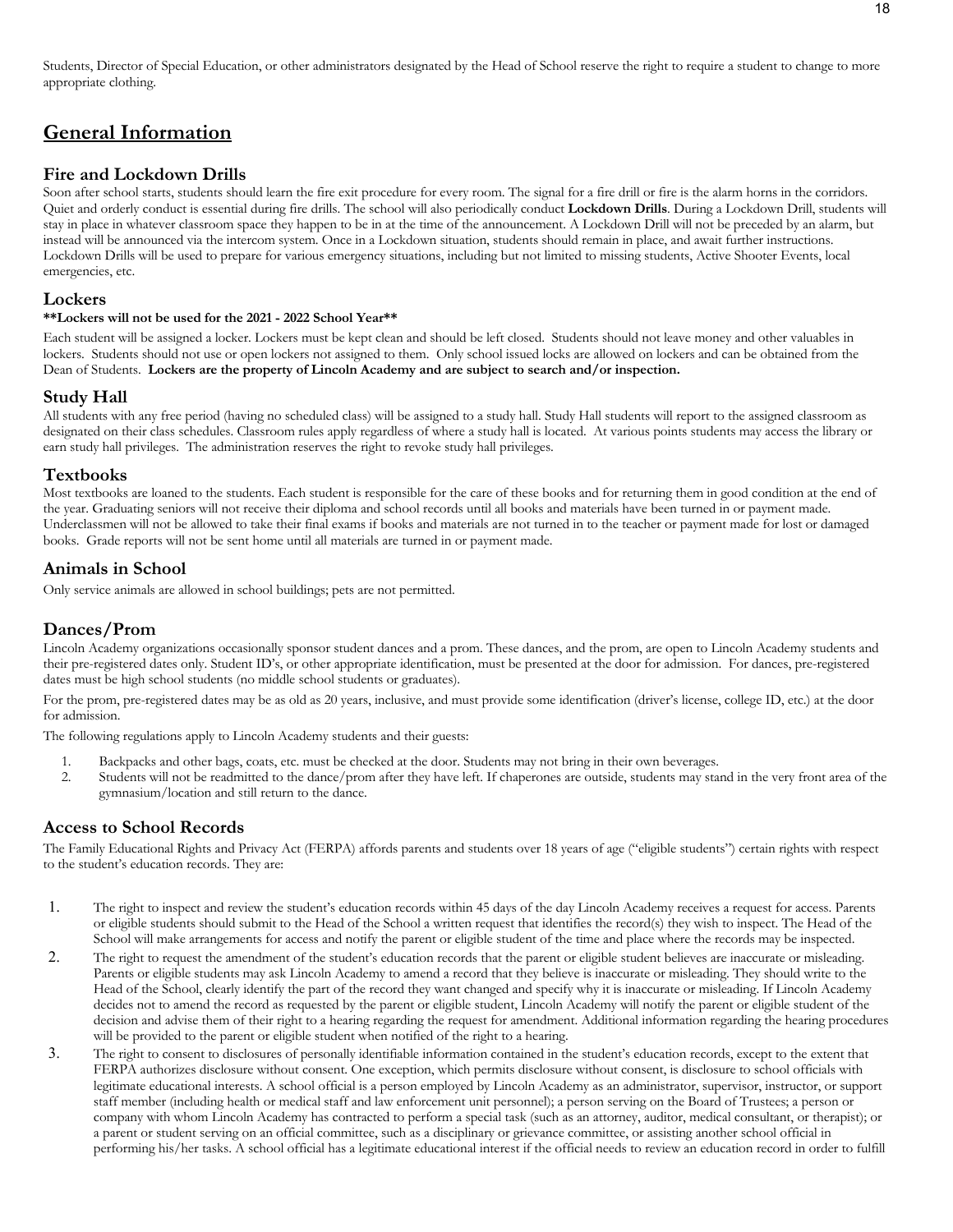Students, Director of Special Education, or other administrators designated by the Head of School reserve the right to require a student to change to more appropriate clothing.

# General Information

## Fire and Lockdown Drills

Soon after school starts, students should learn the fire exit procedure for every room. The signal for a fire drill or fire is the alarm horns in the corridors. Quiet and orderly conduct is essential during fire drills. The school will also periodically conduct **Lockdown Drills**. During a Lockdown Drill, students will stay in place in whatever classroom space they happen to be in at the time of the announcement. A Lockdown Drill will not be preceded by an alarm, but instead will be announced via the intercom system. Once in a Lockdown situation, students should remain in place, and await further instructions. Lockdown Drills will be used to prepare for various emergency situations, including but not limited to missing students, Active Shooter Events, local emergencies, etc.

## Lockers

**\*\*Lockers will not be used for the 2021 - 2022 School Year\*\***

Each student will be assigned a locker. Lockers must be kept clean and should be left closed. Students should not leave money and other valuables in lockers. Students should not use or open lockers not assigned to them. Only school issued locks are allowed on lockers and can be obtained from the Dean of Students. **Lockers are the property of Lincoln Academy and are subject to search and/or inspection.**

## Study Hall

All students with any free period (having no scheduled class) will be assigned to a study hall. Study Hall students will report to the assigned classroom as designated on their class schedules. Classroom rules apply regardless of where a study hall is located. At various points students may access the library or earn study hall privileges. The administration reserves the right to revoke study hall privileges.

## Textbooks

Most textbooks are loaned to the students. Each student is responsible for the care of these books and for returning them in good condition at the end of the year. Graduating seniors will not receive their diploma and school records until all books and materials have been turned in or payment made. Underclassmen will not be allowed to take their final exams if books and materials are not turned in to the teacher or payment made for lost or damaged books. Grade reports will not be sent home until all materials are turned in or payment made.

## Animals in School

Only service animals are allowed in school buildings; pets are not permitted.

## Dances/Prom

Lincoln Academy organizations occasionally sponsor student dances and a prom. These dances, and the prom, are open to Lincoln Academy students and their pre-registered dates only. Student ID's, or other appropriate identification, must be presented at the door for admission. For dances, pre-registered dates must be high school students (no middle school students or graduates).

For the prom, pre-registered dates may be as old as 20 years, inclusive, and must provide some identification (driver's license, college ID, etc.) at the door for admission.

The following regulations apply to Lincoln Academy students and their guests:

1. Backpacks and other bags, coats, etc. must be checked at the door. Students may not bring in their own beverages.
2. Students will not be readmitted to the dance/prom after they have left. If chaperones are outside, students may stand in the very front area of the gymnasium/location and still return to the dance.

## Access to School Records

The Family Educational Rights and Privacy Act (FERPA) affords parents and students over 18 years of age ("eligible students") certain rights with respect to the student's education records. They are:

1. The right to inspect and review the student's education records within 45 days of the day Lincoln Academy receives a request for access. Parents or eligible students should submit to the Head of the School a written request that identifies the record(s) they wish to inspect. The Head of the School will make arrangements for access and notify the parent or eligible student of the time and place where the records may be inspected.
2. The right to request the amendment of the student's education records that the parent or eligible student believes are inaccurate or misleading. Parents or eligible students may ask Lincoln Academy to amend a record that they believe is inaccurate or misleading. They should write to the Head of the School, clearly identify the part of the record they want changed and specify why it is inaccurate or misleading. If Lincoln Academy decides not to amend the record as requested by the parent or eligible student, Lincoln Academy will notify the parent or eligible student of the decision and advise them of their right to a hearing regarding the request for amendment. Additional information regarding the hearing procedures will be provided to the parent or eligible student when notified of the right to a hearing.
3. The right to consent to disclosures of personally identifiable information contained in the student's education records, except to the extent that FERPA authorizes disclosure without consent. One exception, which permits disclosure without consent, is disclosure to school officials with legitimate educational interests. A school official is a person employed by Lincoln Academy as an administrator, supervisor, instructor, or support staff member (including health or medical staff and law enforcement unit personnel); a person serving on the Board of Trustees; a person or company with whom Lincoln Academy has contracted to perform a special task (such as an attorney, auditor, medical consultant, or therapist); or a parent or student serving on an official committee, such as a disciplinary or grievance committee, or assisting another school official in performing his/her tasks. A school official has a legitimate educational interest if the official needs to review an education record in order to fulfill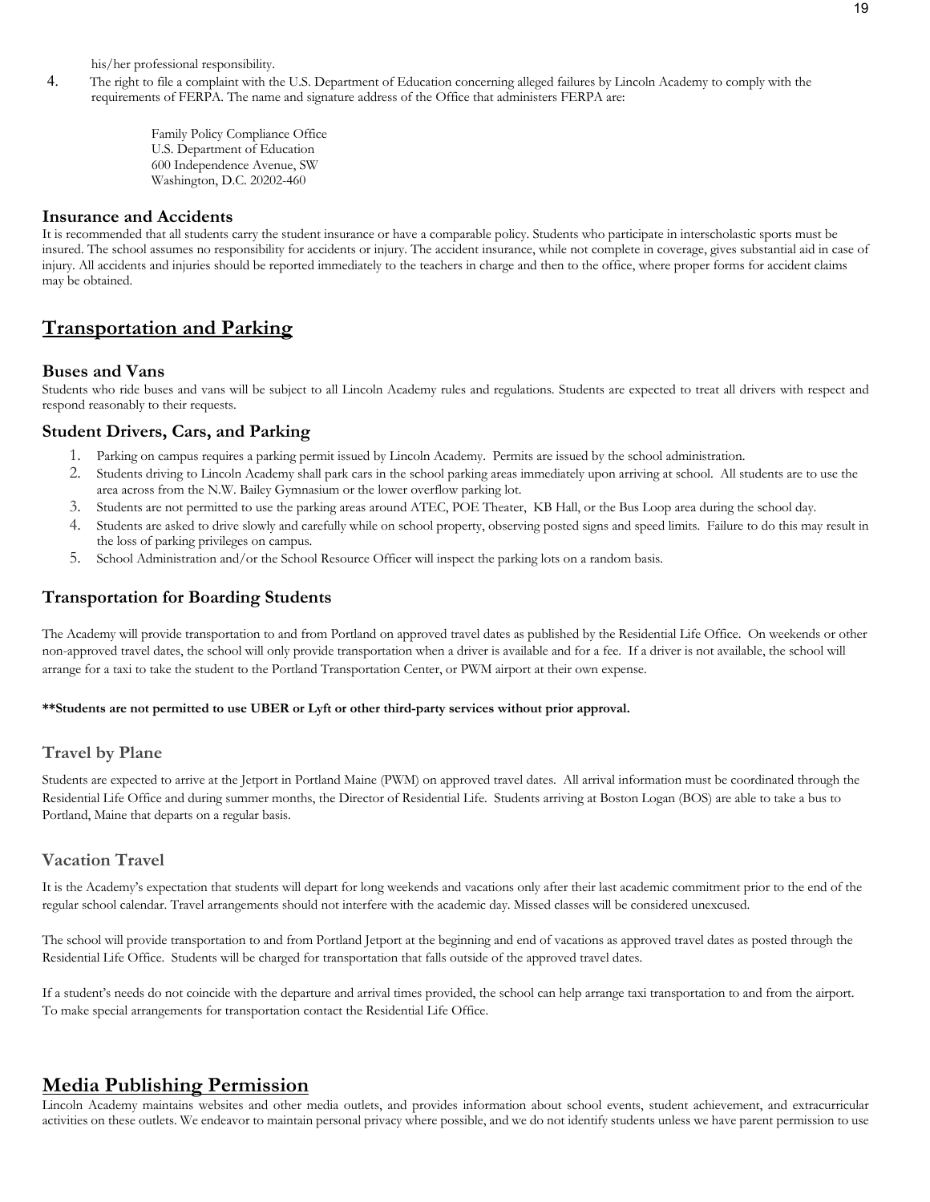his/her professional responsibility.

4. The right to file a complaint with the U.S. Department of Education concerning alleged failures by Lincoln Academy to comply with the requirements of FERPA. The name and signature address of the Office that administers FERPA are:

   Family Policy Compliance Office
   U.S. Department of Education
   600 Independence Avenue, SW
   Washington, D.C. 20202-460

### Insurance and Accidents

It is recommended that all students carry the student insurance or have a comparable policy. Students who participate in interscholastic sports must be insured. The school assumes no responsibility for accidents or injury. The accident insurance, while not complete in coverage, gives substantial aid in case of injury. All accidents and injuries should be reported immediately to the teachers in charge and then to the office, where proper forms for accident claims may be obtained.

## Transportation and Parking

### Buses and Vans

Students who ride buses and vans will be subject to all Lincoln Academy rules and regulations. Students are expected to treat all drivers with respect and respond reasonably to their requests.

### Student Drivers, Cars, and Parking

1. Parking on campus requires a parking permit issued by Lincoln Academy. Permits are issued by the school administration.
2. Students driving to Lincoln Academy shall park cars in the school parking areas immediately upon arriving at school. All students are to use the area across from the N.W. Bailey Gymnasium or the lower overflow parking lot.
3. Students are not permitted to use the parking areas around ATEC, POE Theater, KB Hall, or the Bus Loop area during the school day.
4. Students are asked to drive slowly and carefully while on school property, observing posted signs and speed limits. Failure to do this may result in the loss of parking privileges on campus.
5. School Administration and/or the School Resource Officer will inspect the parking lots on a random basis.

### Transportation for Boarding Students

The Academy will provide transportation to and from Portland on approved travel dates as published by the Residential Life Office. On weekends or other non-approved travel dates, the school will only provide transportation when a driver is available and for a fee. If a driver is not available, the school will arrange for a taxi to take the student to the Portland Transportation Center, or PWM airport at their own expense.

**\*\*Students are not permitted to use UBER or Lyft or other third-party services without prior approval.**

#### Travel by Plane

Students are expected to arrive at the Jetport in Portland Maine (PWM) on approved travel dates. All arrival information must be coordinated through the Residential Life Office and during summer months, the Director of Residential Life. Students arriving at Boston Logan (BOS) are able to take a bus to Portland, Maine that departs on a regular basis.

#### Vacation Travel

It is the Academy's expectation that students will depart for long weekends and vacations only after their last academic commitment prior to the end of the regular school calendar. Travel arrangements should not interfere with the academic day. Missed classes will be considered unexcused.

The school will provide transportation to and from Portland Jetport at the beginning and end of vacations as approved travel dates as posted through the Residential Life Office. Students will be charged for transportation that falls outside of the approved travel dates.

If a student's needs do not coincide with the departure and arrival times provided, the school can help arrange taxi transportation to and from the airport. To make special arrangements for transportation contact the Residential Life Office.

## Media Publishing Permission

Lincoln Academy maintains websites and other media outlets, and provides information about school events, student achievement, and extracurricular activities on these outlets. We endeavor to maintain personal privacy where possible, and we do not identify students unless we have parent permission to use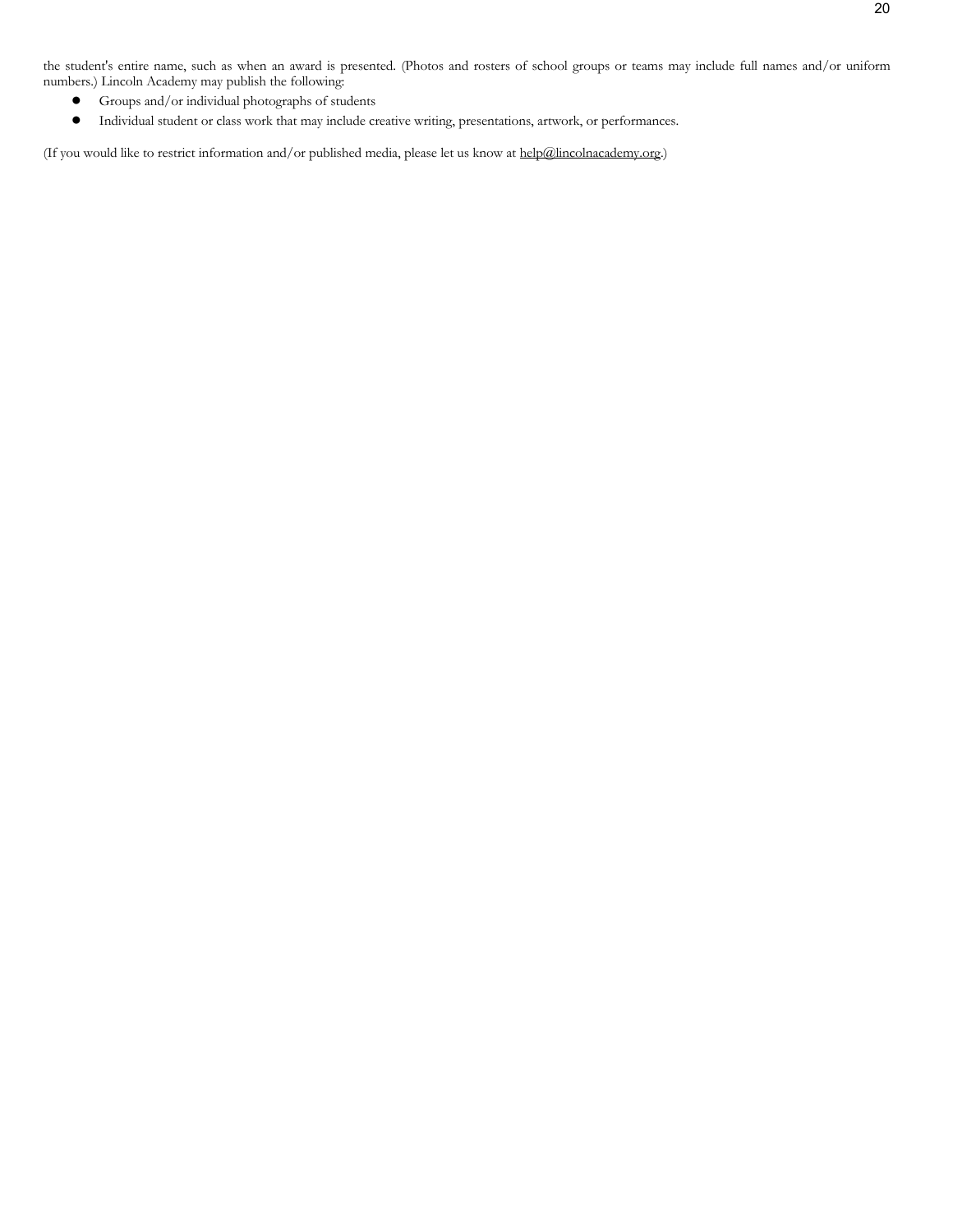the student's entire name, such as when an award is presented. (Photos and rosters of school groups or teams may include full names and/or uniform numbers.) Lincoln Academy may publish the following:

- Groups and/or individual photographs of students
- Individual student or class work that may include creative writing, presentations, artwork, or performances.

(If you would like to restrict information and/or published media, please let us know at help@lincolnacademy.org.)